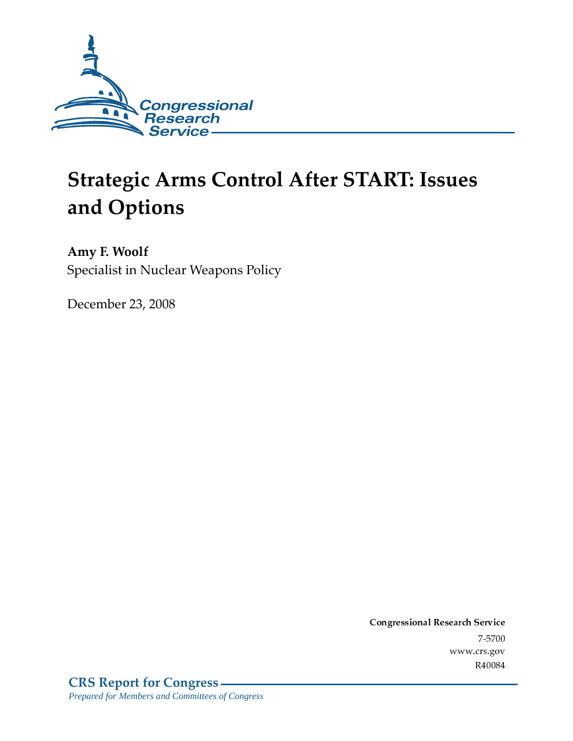Congressional Research Service

# Strategic Arms Control After START: Issues and Options

**Amy F. Woolf**
Specialist in Nuclear Weapons Policy

December 23, 2008

**Congressional Research Service**
7-5700
www.crs.gov
R40084

**CRS Report for Congress**
*Prepared for Members and Committees of Congress*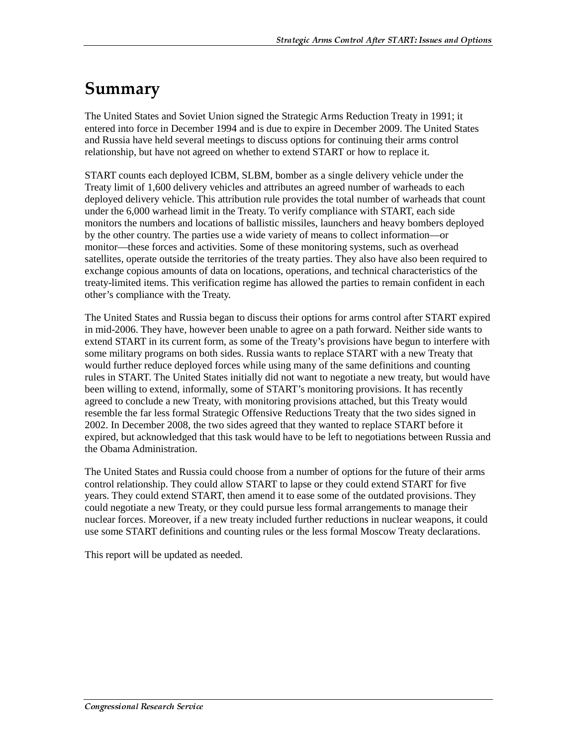# Summary

The United States and Soviet Union signed the Strategic Arms Reduction Treaty in 1991; it entered into force in December 1994 and is due to expire in December 2009. The United States and Russia have held several meetings to discuss options for continuing their arms control relationship, but have not agreed on whether to extend START or how to replace it.

START counts each deployed ICBM, SLBM, bomber as a single delivery vehicle under the Treaty limit of 1,600 delivery vehicles and attributes an agreed number of warheads to each deployed delivery vehicle. This attribution rule provides the total number of warheads that count under the 6,000 warhead limit in the Treaty. To verify compliance with START, each side monitors the numbers and locations of ballistic missiles, launchers and heavy bombers deployed by the other country. The parties use a wide variety of means to collect information—or monitor—these forces and activities. Some of these monitoring systems, such as overhead satellites, operate outside the territories of the treaty parties. They also have also been required to exchange copious amounts of data on locations, operations, and technical characteristics of the treaty-limited items. This verification regime has allowed the parties to remain confident in each other's compliance with the Treaty.

The United States and Russia began to discuss their options for arms control after START expired in mid-2006. They have, however been unable to agree on a path forward. Neither side wants to extend START in its current form, as some of the Treaty's provisions have begun to interfere with some military programs on both sides. Russia wants to replace START with a new Treaty that would further reduce deployed forces while using many of the same definitions and counting rules in START. The United States initially did not want to negotiate a new treaty, but would have been willing to extend, informally, some of START's monitoring provisions. It has recently agreed to conclude a new Treaty, with monitoring provisions attached, but this Treaty would resemble the far less formal Strategic Offensive Reductions Treaty that the two sides signed in 2002. In December 2008, the two sides agreed that they wanted to replace START before it expired, but acknowledged that this task would have to be left to negotiations between Russia and the Obama Administration.

The United States and Russia could choose from a number of options for the future of their arms control relationship. They could allow START to lapse or they could extend START for five years. They could extend START, then amend it to ease some of the outdated provisions. They could negotiate a new Treaty, or they could pursue less formal arrangements to manage their nuclear forces. Moreover, if a new treaty included further reductions in nuclear weapons, it could use some START definitions and counting rules or the less formal Moscow Treaty declarations.

This report will be updated as needed.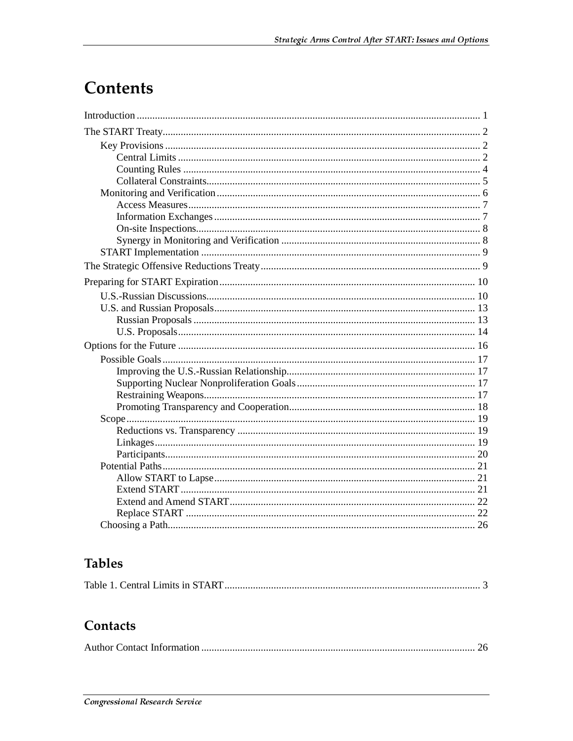# Contents

Introduction ... 1

The START Treaty ... 2

- Key Provisions ... 2
  - Central Limits ... 2
  - Counting Rules ... 4
  - Collateral Constraints ... 5
- Monitoring and Verification ... 6
  - Access Measures ... 7
  - Information Exchanges ... 7
  - On-site Inspections ... 8
  - Synergy in Monitoring and Verification ... 8
- START Implementation ... 9

The Strategic Offensive Reductions Treaty ... 9

Preparing for START Expiration ... 10

- U.S.-Russian Discussions ... 10
- U.S. and Russian Proposals ... 13
  - Russian Proposals ... 13
  - U.S. Proposals ... 14

Options for the Future ... 16

- Possible Goals ... 17
  - Improving the U.S.-Russian Relationship ... 17
  - Supporting Nuclear Nonproliferation Goals ... 17
  - Restraining Weapons ... 17
  - Promoting Transparency and Cooperation ... 18
- Scope ... 19
  - Reductions vs. Transparency ... 19
  - Linkages ... 19
  - Participants ... 20
- Potential Paths ... 21
  - Allow START to Lapse ... 21
  - Extend START ... 21
  - Extend and Amend START ... 22
  - Replace START ... 22
- Choosing a Path ... 26

## Tables

Table 1. Central Limits in START ... 3

## Contacts

Author Contact Information ... 26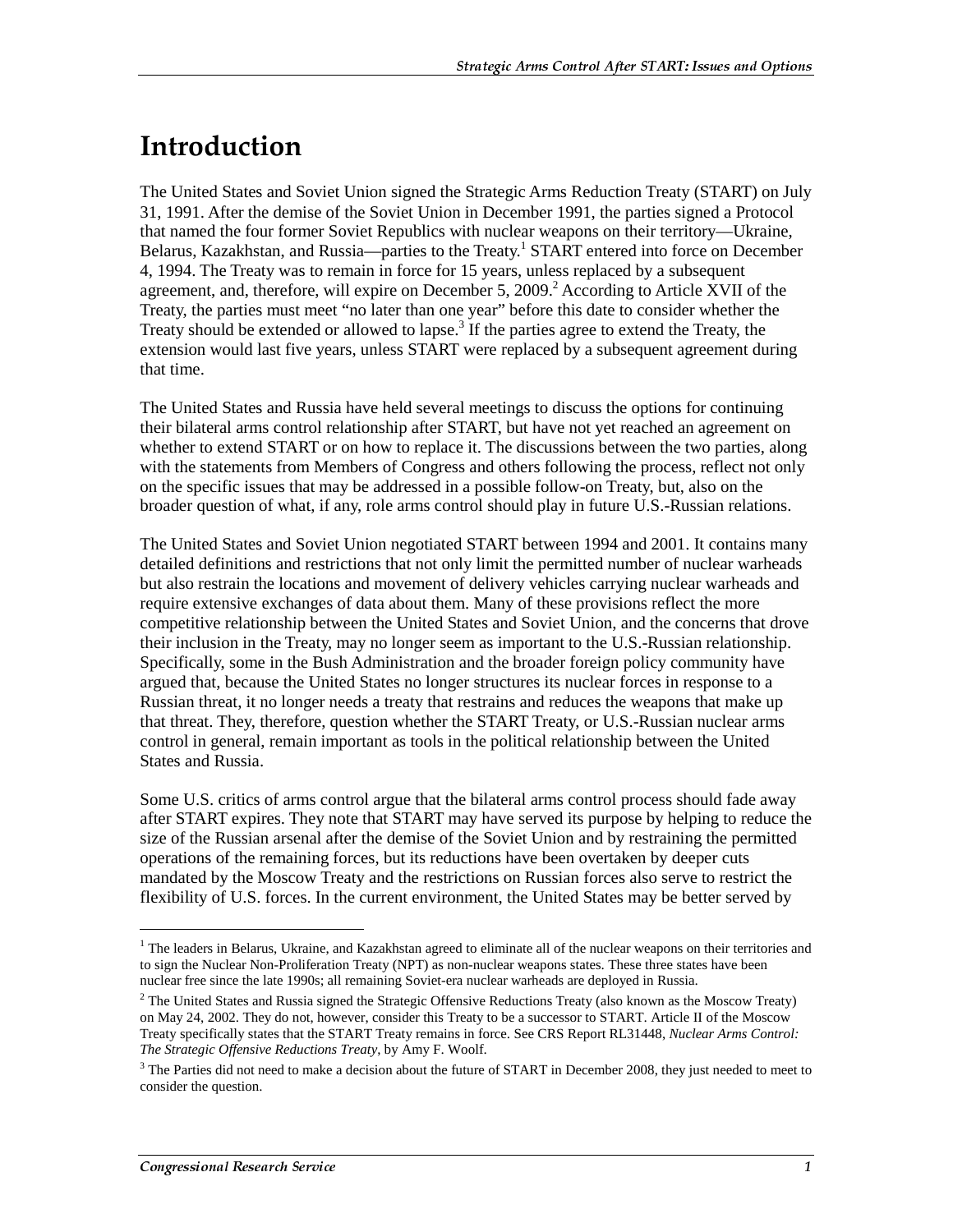# Introduction

The United States and Soviet Union signed the Strategic Arms Reduction Treaty (START) on July 31, 1991. After the demise of the Soviet Union in December 1991, the parties signed a Protocol that named the four former Soviet Republics with nuclear weapons on their territory—Ukraine, Belarus, Kazakhstan, and Russia—parties to the Treaty.[1] START entered into force on December 4, 1994. The Treaty was to remain in force for 15 years, unless replaced by a subsequent agreement, and, therefore, will expire on December 5, 2009.[2] According to Article XVII of the Treaty, the parties must meet "no later than one year" before this date to consider whether the Treaty should be extended or allowed to lapse.[3] If the parties agree to extend the Treaty, the extension would last five years, unless START were replaced by a subsequent agreement during that time.

The United States and Russia have held several meetings to discuss the options for continuing their bilateral arms control relationship after START, but have not yet reached an agreement on whether to extend START or on how to replace it. The discussions between the two parties, along with the statements from Members of Congress and others following the process, reflect not only on the specific issues that may be addressed in a possible follow-on Treaty, but, also on the broader question of what, if any, role arms control should play in future U.S.-Russian relations.

The United States and Soviet Union negotiated START between 1994 and 2001. It contains many detailed definitions and restrictions that not only limit the permitted number of nuclear warheads but also restrain the locations and movement of delivery vehicles carrying nuclear warheads and require extensive exchanges of data about them. Many of these provisions reflect the more competitive relationship between the United States and Soviet Union, and the concerns that drove their inclusion in the Treaty, may no longer seem as important to the U.S.-Russian relationship. Specifically, some in the Bush Administration and the broader foreign policy community have argued that, because the United States no longer structures its nuclear forces in response to a Russian threat, it no longer needs a treaty that restrains and reduces the weapons that make up that threat. They, therefore, question whether the START Treaty, or U.S.-Russian nuclear arms control in general, remain important as tools in the political relationship between the United States and Russia.

Some U.S. critics of arms control argue that the bilateral arms control process should fade away after START expires. They note that START may have served its purpose by helping to reduce the size of the Russian arsenal after the demise of the Soviet Union and by restraining the permitted operations of the remaining forces, but its reductions have been overtaken by deeper cuts mandated by the Moscow Treaty and the restrictions on Russian forces also serve to restrict the flexibility of U.S. forces. In the current environment, the United States may be better served by

---

[1] The leaders in Belarus, Ukraine, and Kazakhstan agreed to eliminate all of the nuclear weapons on their territories and to sign the Nuclear Non-Proliferation Treaty (NPT) as non-nuclear weapons states. These three states have been nuclear free since the late 1990s; all remaining Soviet-era nuclear warheads are deployed in Russia.

[2] The United States and Russia signed the Strategic Offensive Reductions Treaty (also known as the Moscow Treaty) on May 24, 2002. They do not, however, consider this Treaty to be a successor to START. Article II of the Moscow Treaty specifically states that the START Treaty remains in force. See CRS Report RL31448, *Nuclear Arms Control: The Strategic Offensive Reductions Treaty*, by Amy F. Woolf.

[3] The Parties did not need to make a decision about the future of START in December 2008, they just needed to meet to consider the question.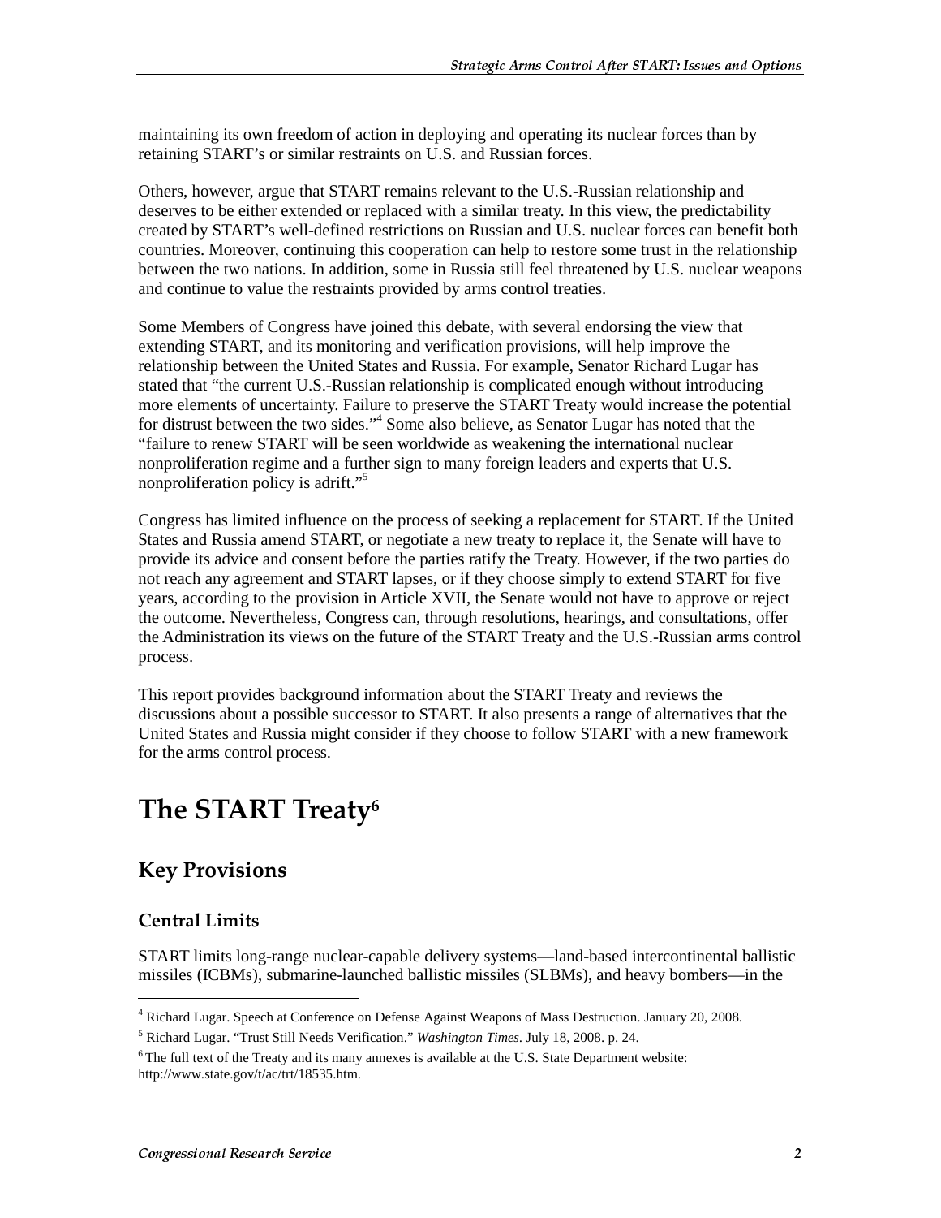maintaining its own freedom of action in deploying and operating its nuclear forces than by retaining START's or similar restraints on U.S. and Russian forces.

Others, however, argue that START remains relevant to the U.S.-Russian relationship and deserves to be either extended or replaced with a similar treaty. In this view, the predictability created by START's well-defined restrictions on Russian and U.S. nuclear forces can benefit both countries. Moreover, continuing this cooperation can help to restore some trust in the relationship between the two nations. In addition, some in Russia still feel threatened by U.S. nuclear weapons and continue to value the restraints provided by arms control treaties.

Some Members of Congress have joined this debate, with several endorsing the view that extending START, and its monitoring and verification provisions, will help improve the relationship between the United States and Russia. For example, Senator Richard Lugar has stated that "the current U.S.-Russian relationship is complicated enough without introducing more elements of uncertainty. Failure to preserve the START Treaty would increase the potential for distrust between the two sides."[4] Some also believe, as Senator Lugar has noted that the "failure to renew START will be seen worldwide as weakening the international nuclear nonproliferation regime and a further sign to many foreign leaders and experts that U.S. nonproliferation policy is adrift."[5]

Congress has limited influence on the process of seeking a replacement for START. If the United States and Russia amend START, or negotiate a new treaty to replace it, the Senate will have to provide its advice and consent before the parties ratify the Treaty. However, if the two parties do not reach any agreement and START lapses, or if they choose simply to extend START for five years, according to the provision in Article XVII, the Senate would not have to approve or reject the outcome. Nevertheless, Congress can, through resolutions, hearings, and consultations, offer the Administration its views on the future of the START Treaty and the U.S.-Russian arms control process.

This report provides background information about the START Treaty and reviews the discussions about a possible successor to START. It also presents a range of alternatives that the United States and Russia might consider if they choose to follow START with a new framework for the arms control process.

# The START Treaty[6]

## Key Provisions

### Central Limits

START limits long-range nuclear-capable delivery systems—land-based intercontinental ballistic missiles (ICBMs), submarine-launched ballistic missiles (SLBMs), and heavy bombers—in the

[4] Richard Lugar. Speech at Conference on Defense Against Weapons of Mass Destruction. January 20, 2008.

[5] Richard Lugar. "Trust Still Needs Verification." *Washington Times*. July 18, 2008. p. 24.

[6] The full text of the Treaty and its many annexes is available at the U.S. State Department website: http://www.state.gov/t/ac/trt/18535.htm.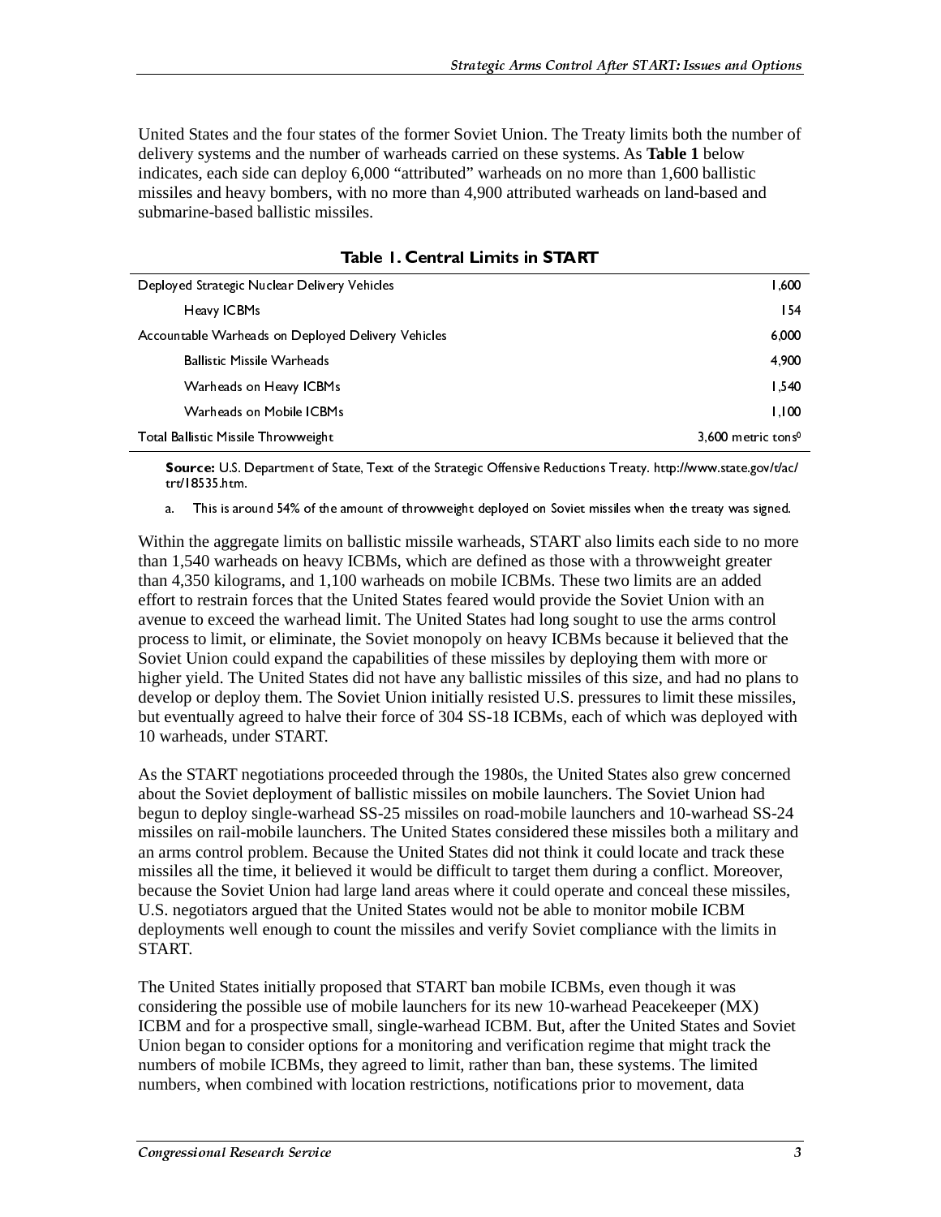United States and the four states of the former Soviet Union. The Treaty limits both the number of delivery systems and the number of warheads carried on these systems. As **Table 1** below indicates, each side can deploy 6,000 "attributed" warheads on no more than 1,600 ballistic missiles and heavy bombers, with no more than 4,900 attributed warheads on land-based and submarine-based ballistic missiles.

**Table 1. Central Limits in START**

| | |
|---|---|
| Deployed Strategic Nuclear Delivery Vehicles | 1,600 |
| Heavy ICBMs | 154 |
| Accountable Warheads on Deployed Delivery Vehicles | 6,000 |
| Ballistic Missile Warheads | 4,900 |
| Warheads on Heavy ICBMs | 1,540 |
| Warheads on Mobile ICBMs | 1,100 |
| Total Ballistic Missile Throwweight | 3,600 metric tons[a] |

**Source:** U.S. Department of State, Text of the Strategic Offensive Reductions Treaty. http://www.state.gov/t/ac/trt/18535.htm.

a. This is around 54% of the amount of throwweight deployed on Soviet missiles when the treaty was signed.

Within the aggregate limits on ballistic missile warheads, START also limits each side to no more than 1,540 warheads on heavy ICBMs, which are defined as those with a throwweight greater than 4,350 kilograms, and 1,100 warheads on mobile ICBMs. These two limits are an added effort to restrain forces that the United States feared would provide the Soviet Union with an avenue to exceed the warhead limit. The United States had long sought to use the arms control process to limit, or eliminate, the Soviet monopoly on heavy ICBMs because it believed that the Soviet Union could expand the capabilities of these missiles by deploying them with more or higher yield. The United States did not have any ballistic missiles of this size, and had no plans to develop or deploy them. The Soviet Union initially resisted U.S. pressures to limit these missiles, but eventually agreed to halve their force of 304 SS-18 ICBMs, each of which was deployed with 10 warheads, under START.

As the START negotiations proceeded through the 1980s, the United States also grew concerned about the Soviet deployment of ballistic missiles on mobile launchers. The Soviet Union had begun to deploy single-warhead SS-25 missiles on road-mobile launchers and 10-warhead SS-24 missiles on rail-mobile launchers. The United States considered these missiles both a military and an arms control problem. Because the United States did not think it could locate and track these missiles all the time, it believed it would be difficult to target them during a conflict. Moreover, because the Soviet Union had large land areas where it could operate and conceal these missiles, U.S. negotiators argued that the United States would not be able to monitor mobile ICBM deployments well enough to count the missiles and verify Soviet compliance with the limits in START.

The United States initially proposed that START ban mobile ICBMs, even though it was considering the possible use of mobile launchers for its new 10-warhead Peacekeeper (MX) ICBM and for a prospective small, single-warhead ICBM. But, after the United States and Soviet Union began to consider options for a monitoring and verification regime that might track the numbers of mobile ICBMs, they agreed to limit, rather than ban, these systems. The limited numbers, when combined with location restrictions, notifications prior to movement, data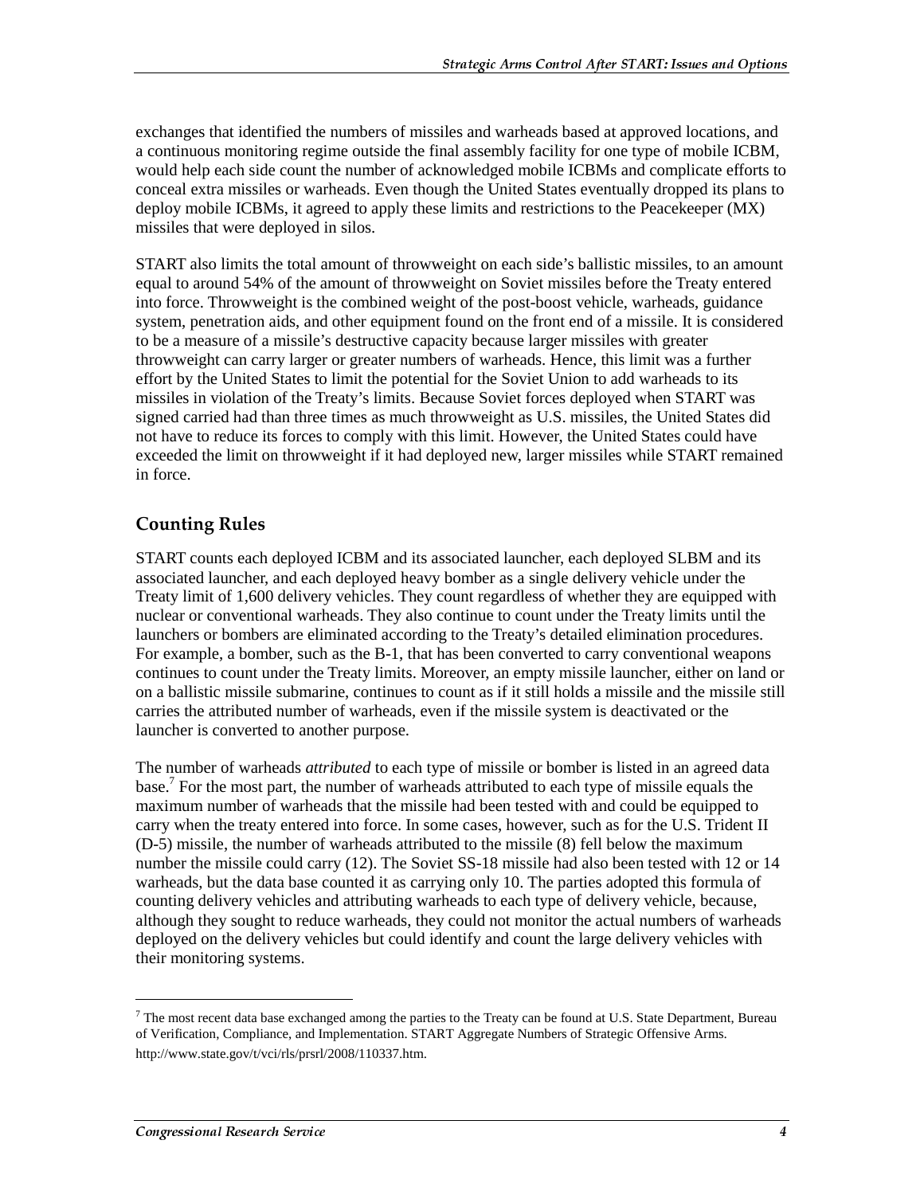exchanges that identified the numbers of missiles and warheads based at approved locations, and a continuous monitoring regime outside the final assembly facility for one type of mobile ICBM, would help each side count the number of acknowledged mobile ICBMs and complicate efforts to conceal extra missiles or warheads. Even though the United States eventually dropped its plans to deploy mobile ICBMs, it agreed to apply these limits and restrictions to the Peacekeeper (MX) missiles that were deployed in silos.

START also limits the total amount of throwweight on each side's ballistic missiles, to an amount equal to around 54% of the amount of throwweight on Soviet missiles before the Treaty entered into force. Throwweight is the combined weight of the post-boost vehicle, warheads, guidance system, penetration aids, and other equipment found on the front end of a missile. It is considered to be a measure of a missile's destructive capacity because larger missiles with greater throwweight can carry larger or greater numbers of warheads. Hence, this limit was a further effort by the United States to limit the potential for the Soviet Union to add warheads to its missiles in violation of the Treaty's limits. Because Soviet forces deployed when START was signed carried had than three times as much throwweight as U.S. missiles, the United States did not have to reduce its forces to comply with this limit. However, the United States could have exceeded the limit on throwweight if it had deployed new, larger missiles while START remained in force.

## Counting Rules

START counts each deployed ICBM and its associated launcher, each deployed SLBM and its associated launcher, and each deployed heavy bomber as a single delivery vehicle under the Treaty limit of 1,600 delivery vehicles. They count regardless of whether they are equipped with nuclear or conventional warheads. They also continue to count under the Treaty limits until the launchers or bombers are eliminated according to the Treaty's detailed elimination procedures. For example, a bomber, such as the B-1, that has been converted to carry conventional weapons continues to count under the Treaty limits. Moreover, an empty missile launcher, either on land or on a ballistic missile submarine, continues to count as if it still holds a missile and the missile still carries the attributed number of warheads, even if the missile system is deactivated or the launcher is converted to another purpose.

The number of warheads *attributed* to each type of missile or bomber is listed in an agreed data base.[7] For the most part, the number of warheads attributed to each type of missile equals the maximum number of warheads that the missile had been tested with and could be equipped to carry when the treaty entered into force. In some cases, however, such as for the U.S. Trident II (D-5) missile, the number of warheads attributed to the missile (8) fell below the maximum number the missile could carry (12). The Soviet SS-18 missile had also been tested with 12 or 14 warheads, but the data base counted it as carrying only 10. The parties adopted this formula of counting delivery vehicles and attributing warheads to each type of delivery vehicle, because, although they sought to reduce warheads, they could not monitor the actual numbers of warheads deployed on the delivery vehicles but could identify and count the large delivery vehicles with their monitoring systems.

---

[7] The most recent data base exchanged among the parties to the Treaty can be found at U.S. State Department, Bureau of Verification, Compliance, and Implementation. START Aggregate Numbers of Strategic Offensive Arms. http://www.state.gov/t/vci/rls/prsrl/2008/110337.htm.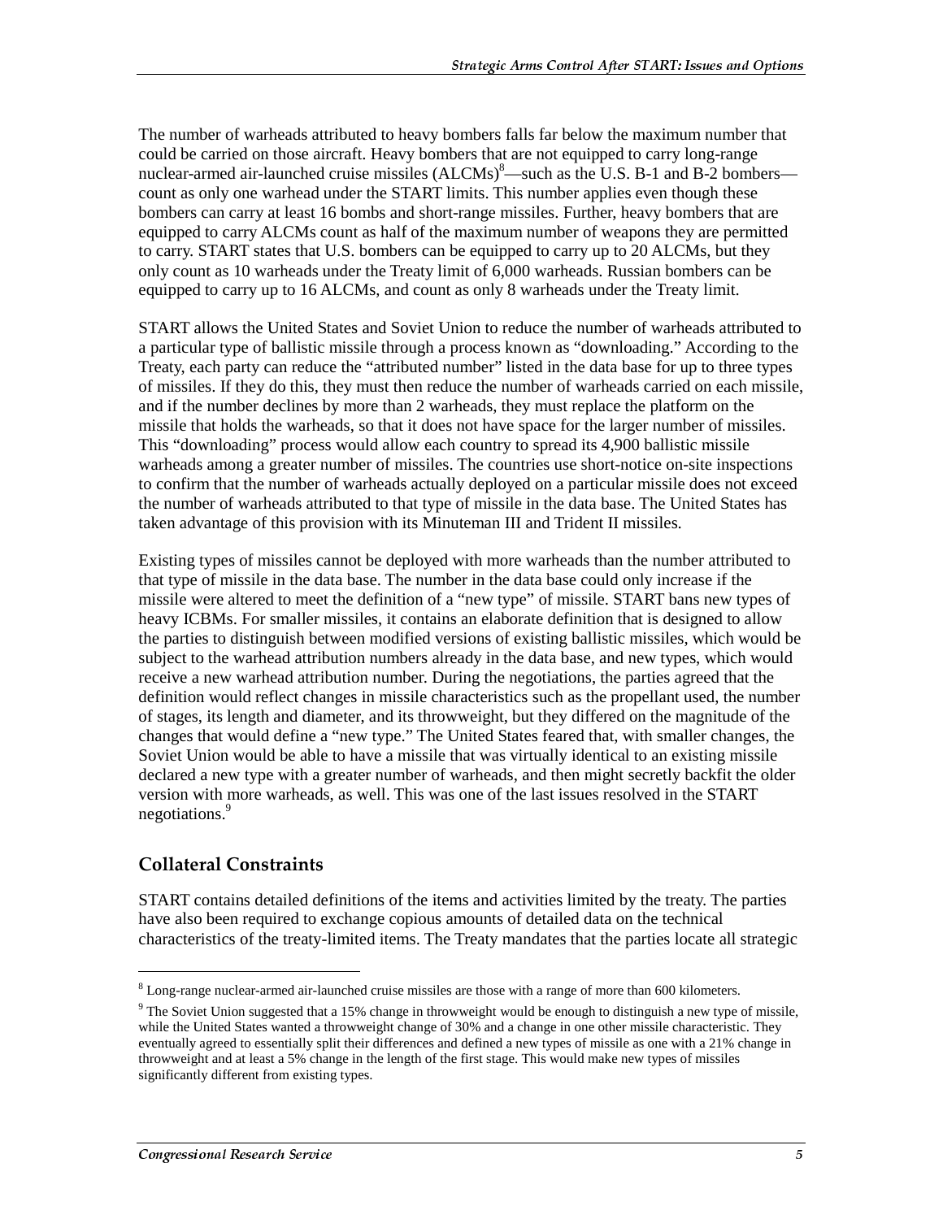The number of warheads attributed to heavy bombers falls far below the maximum number that could be carried on those aircraft. Heavy bombers that are not equipped to carry long-range nuclear-armed air-launched cruise missiles (ALCMs)[8]—such as the U.S. B-1 and B-2 bombers—count as only one warhead under the START limits. This number applies even though these bombers can carry at least 16 bombs and short-range missiles. Further, heavy bombers that are equipped to carry ALCMs count as half of the maximum number of weapons they are permitted to carry. START states that U.S. bombers can be equipped to carry up to 20 ALCMs, but they only count as 10 warheads under the Treaty limit of 6,000 warheads. Russian bombers can be equipped to carry up to 16 ALCMs, and count as only 8 warheads under the Treaty limit.

START allows the United States and Soviet Union to reduce the number of warheads attributed to a particular type of ballistic missile through a process known as "downloading." According to the Treaty, each party can reduce the "attributed number" listed in the data base for up to three types of missiles. If they do this, they must then reduce the number of warheads carried on each missile, and if the number declines by more than 2 warheads, they must replace the platform on the missile that holds the warheads, so that it does not have space for the larger number of missiles. This "downloading" process would allow each country to spread its 4,900 ballistic missile warheads among a greater number of missiles. The countries use short-notice on-site inspections to confirm that the number of warheads actually deployed on a particular missile does not exceed the number of warheads attributed to that type of missile in the data base. The United States has taken advantage of this provision with its Minuteman III and Trident II missiles.

Existing types of missiles cannot be deployed with more warheads than the number attributed to that type of missile in the data base. The number in the data base could only increase if the missile were altered to meet the definition of a "new type" of missile. START bans new types of heavy ICBMs. For smaller missiles, it contains an elaborate definition that is designed to allow the parties to distinguish between modified versions of existing ballistic missiles, which would be subject to the warhead attribution numbers already in the data base, and new types, which would receive a new warhead attribution number. During the negotiations, the parties agreed that the definition would reflect changes in missile characteristics such as the propellant used, the number of stages, its length and diameter, and its throwweight, but they differed on the magnitude of the changes that would define a "new type." The United States feared that, with smaller changes, the Soviet Union would be able to have a missile that was virtually identical to an existing missile declared a new type with a greater number of warheads, and then might secretly backfit the older version with more warheads, as well. This was one of the last issues resolved in the START negotiations.[9]

## Collateral Constraints

START contains detailed definitions of the items and activities limited by the treaty. The parties have also been required to exchange copious amounts of detailed data on the technical characteristics of the treaty-limited items. The Treaty mandates that the parties locate all strategic

---

[8] Long-range nuclear-armed air-launched cruise missiles are those with a range of more than 600 kilometers.

[9] The Soviet Union suggested that a 15% change in throwweight would be enough to distinguish a new type of missile, while the United States wanted a throwweight change of 30% and a change in one other missile characteristic. They eventually agreed to essentially split their differences and defined a new types of missile as one with a 21% change in throwweight and at least a 5% change in the length of the first stage. This would make new types of missiles significantly different from existing types.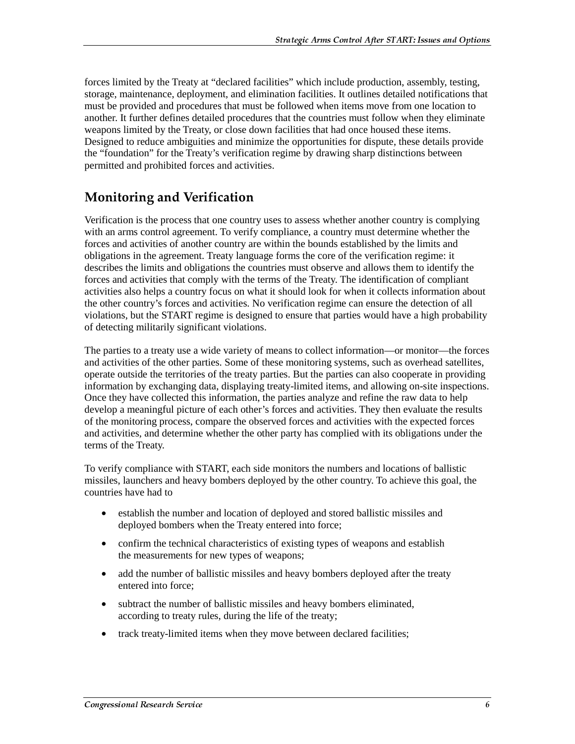forces limited by the Treaty at "declared facilities" which include production, assembly, testing, storage, maintenance, deployment, and elimination facilities. It outlines detailed notifications that must be provided and procedures that must be followed when items move from one location to another. It further defines detailed procedures that the countries must follow when they eliminate weapons limited by the Treaty, or close down facilities that had once housed these items. Designed to reduce ambiguities and minimize the opportunities for dispute, these details provide the "foundation" for the Treaty's verification regime by drawing sharp distinctions between permitted and prohibited forces and activities.

## Monitoring and Verification

Verification is the process that one country uses to assess whether another country is complying with an arms control agreement. To verify compliance, a country must determine whether the forces and activities of another country are within the bounds established by the limits and obligations in the agreement. Treaty language forms the core of the verification regime: it describes the limits and obligations the countries must observe and allows them to identify the forces and activities that comply with the terms of the Treaty. The identification of compliant activities also helps a country focus on what it should look for when it collects information about the other country's forces and activities. No verification regime can ensure the detection of all violations, but the START regime is designed to ensure that parties would have a high probability of detecting militarily significant violations.

The parties to a treaty use a wide variety of means to collect information—or monitor—the forces and activities of the other parties. Some of these monitoring systems, such as overhead satellites, operate outside the territories of the treaty parties. But the parties can also cooperate in providing information by exchanging data, displaying treaty-limited items, and allowing on-site inspections. Once they have collected this information, the parties analyze and refine the raw data to help develop a meaningful picture of each other's forces and activities. They then evaluate the results of the monitoring process, compare the observed forces and activities with the expected forces and activities, and determine whether the other party has complied with its obligations under the terms of the Treaty.

To verify compliance with START, each side monitors the numbers and locations of ballistic missiles, launchers and heavy bombers deployed by the other country. To achieve this goal, the countries have had to

- establish the number and location of deployed and stored ballistic missiles and deployed bombers when the Treaty entered into force;
- confirm the technical characteristics of existing types of weapons and establish the measurements for new types of weapons;
- add the number of ballistic missiles and heavy bombers deployed after the treaty entered into force;
- subtract the number of ballistic missiles and heavy bombers eliminated, according to treaty rules, during the life of the treaty;
- track treaty-limited items when they move between declared facilities;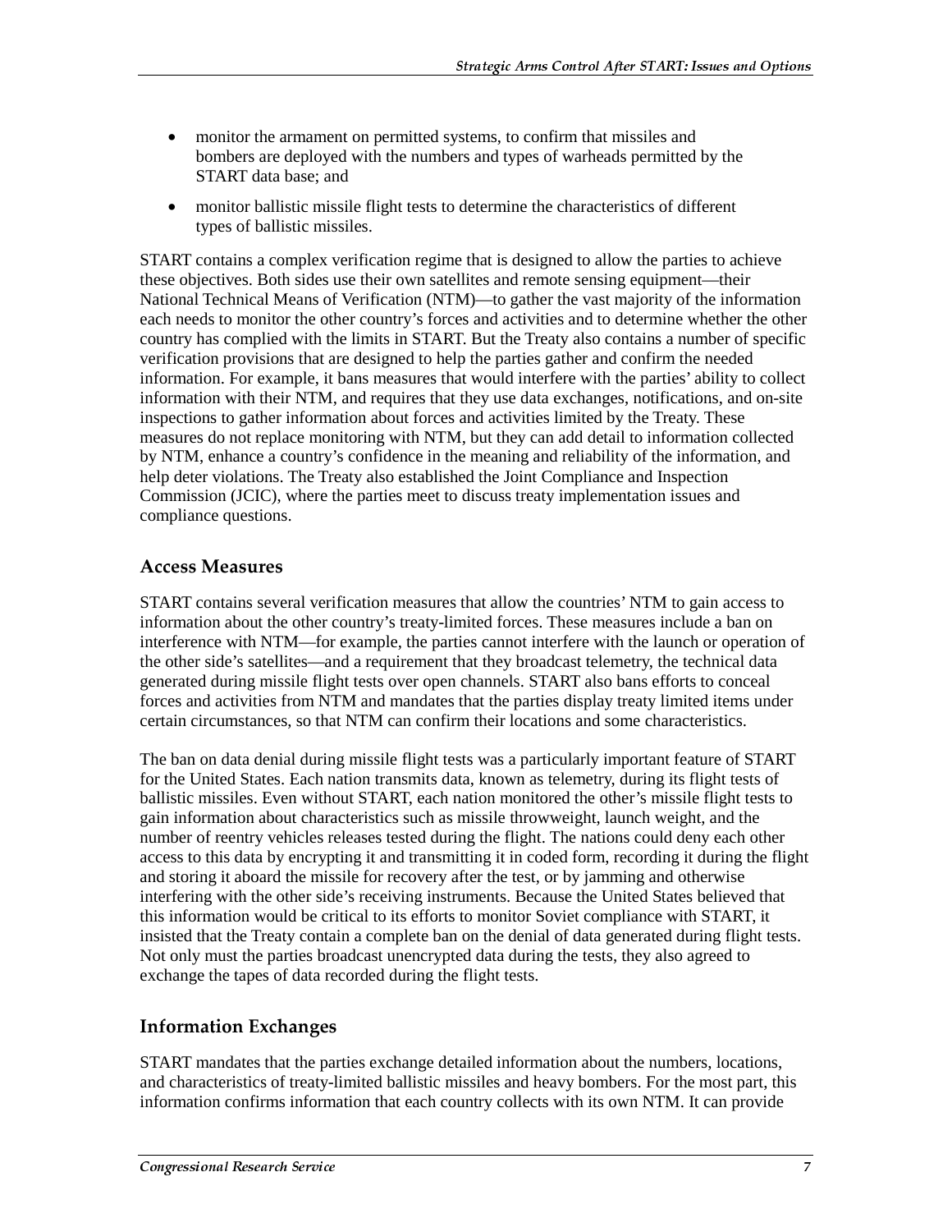- monitor the armament on permitted systems, to confirm that missiles and bombers are deployed with the numbers and types of warheads permitted by the START data base; and
- monitor ballistic missile flight tests to determine the characteristics of different types of ballistic missiles.

START contains a complex verification regime that is designed to allow the parties to achieve these objectives. Both sides use their own satellites and remote sensing equipment—their National Technical Means of Verification (NTM)—to gather the vast majority of the information each needs to monitor the other country's forces and activities and to determine whether the other country has complied with the limits in START. But the Treaty also contains a number of specific verification provisions that are designed to help the parties gather and confirm the needed information. For example, it bans measures that would interfere with the parties' ability to collect information with their NTM, and requires that they use data exchanges, notifications, and on-site inspections to gather information about forces and activities limited by the Treaty. These measures do not replace monitoring with NTM, but they can add detail to information collected by NTM, enhance a country's confidence in the meaning and reliability of the information, and help deter violations. The Treaty also established the Joint Compliance and Inspection Commission (JCIC), where the parties meet to discuss treaty implementation issues and compliance questions.

### Access Measures

START contains several verification measures that allow the countries' NTM to gain access to information about the other country's treaty-limited forces. These measures include a ban on interference with NTM—for example, the parties cannot interfere with the launch or operation of the other side's satellites—and a requirement that they broadcast telemetry, the technical data generated during missile flight tests over open channels. START also bans efforts to conceal forces and activities from NTM and mandates that the parties display treaty limited items under certain circumstances, so that NTM can confirm their locations and some characteristics.

The ban on data denial during missile flight tests was a particularly important feature of START for the United States. Each nation transmits data, known as telemetry, during its flight tests of ballistic missiles. Even without START, each nation monitored the other's missile flight tests to gain information about characteristics such as missile throwweight, launch weight, and the number of reentry vehicles releases tested during the flight. The nations could deny each other access to this data by encrypting it and transmitting it in coded form, recording it during the flight and storing it aboard the missile for recovery after the test, or by jamming and otherwise interfering with the other side's receiving instruments. Because the United States believed that this information would be critical to its efforts to monitor Soviet compliance with START, it insisted that the Treaty contain a complete ban on the denial of data generated during flight tests. Not only must the parties broadcast unencrypted data during the tests, they also agreed to exchange the tapes of data recorded during the flight tests.

### Information Exchanges

START mandates that the parties exchange detailed information about the numbers, locations, and characteristics of treaty-limited ballistic missiles and heavy bombers. For the most part, this information confirms information that each country collects with its own NTM. It can provide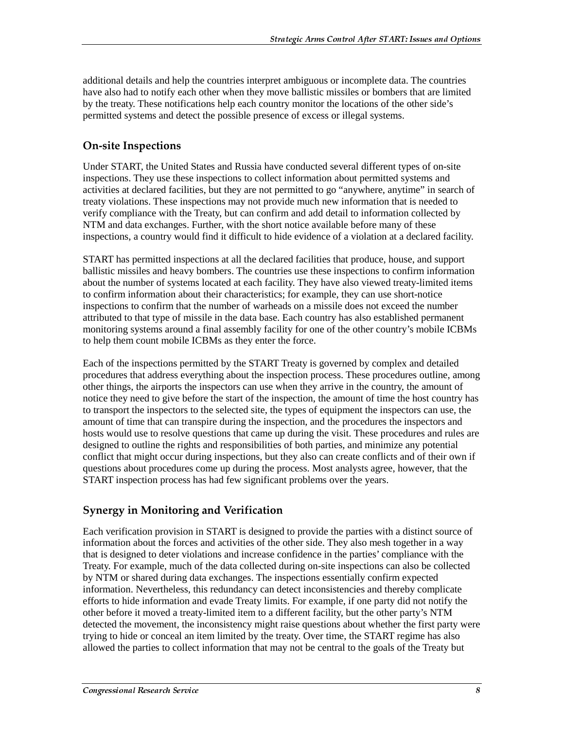additional details and help the countries interpret ambiguous or incomplete data. The countries have also had to notify each other when they move ballistic missiles or bombers that are limited by the treaty. These notifications help each country monitor the locations of the other side's permitted systems and detect the possible presence of excess or illegal systems.

### On-site Inspections

Under START, the United States and Russia have conducted several different types of on-site inspections. They use these inspections to collect information about permitted systems and activities at declared facilities, but they are not permitted to go "anywhere, anytime" in search of treaty violations. These inspections may not provide much new information that is needed to verify compliance with the Treaty, but can confirm and add detail to information collected by NTM and data exchanges. Further, with the short notice available before many of these inspections, a country would find it difficult to hide evidence of a violation at a declared facility.

START has permitted inspections at all the declared facilities that produce, house, and support ballistic missiles and heavy bombers. The countries use these inspections to confirm information about the number of systems located at each facility. They have also viewed treaty-limited items to confirm information about their characteristics; for example, they can use short-notice inspections to confirm that the number of warheads on a missile does not exceed the number attributed to that type of missile in the data base. Each country has also established permanent monitoring systems around a final assembly facility for one of the other country's mobile ICBMs to help them count mobile ICBMs as they enter the force.

Each of the inspections permitted by the START Treaty is governed by complex and detailed procedures that address everything about the inspection process. These procedures outline, among other things, the airports the inspectors can use when they arrive in the country, the amount of notice they need to give before the start of the inspection, the amount of time the host country has to transport the inspectors to the selected site, the types of equipment the inspectors can use, the amount of time that can transpire during the inspection, and the procedures the inspectors and hosts would use to resolve questions that came up during the visit. These procedures and rules are designed to outline the rights and responsibilities of both parties, and minimize any potential conflict that might occur during inspections, but they also can create conflicts and of their own if questions about procedures come up during the process. Most analysts agree, however, that the START inspection process has had few significant problems over the years.

### Synergy in Monitoring and Verification

Each verification provision in START is designed to provide the parties with a distinct source of information about the forces and activities of the other side. They also mesh together in a way that is designed to deter violations and increase confidence in the parties' compliance with the Treaty. For example, much of the data collected during on-site inspections can also be collected by NTM or shared during data exchanges. The inspections essentially confirm expected information. Nevertheless, this redundancy can detect inconsistencies and thereby complicate efforts to hide information and evade Treaty limits. For example, if one party did not notify the other before it moved a treaty-limited item to a different facility, but the other party's NTM detected the movement, the inconsistency might raise questions about whether the first party were trying to hide or conceal an item limited by the treaty. Over time, the START regime has also allowed the parties to collect information that may not be central to the goals of the Treaty but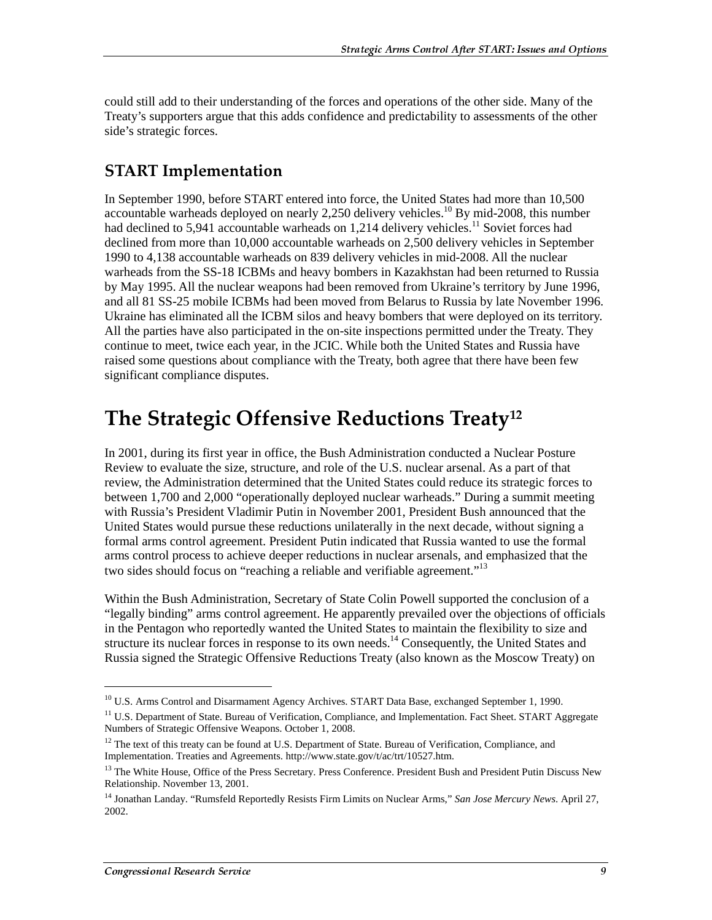could still add to their understanding of the forces and operations of the other side. Many of the Treaty's supporters argue that this adds confidence and predictability to assessments of the other side's strategic forces.

## START Implementation

In September 1990, before START entered into force, the United States had more than 10,500 accountable warheads deployed on nearly 2,250 delivery vehicles.[10] By mid-2008, this number had declined to 5,941 accountable warheads on 1,214 delivery vehicles.[11] Soviet forces had declined from more than 10,000 accountable warheads on 2,500 delivery vehicles in September 1990 to 4,138 accountable warheads on 839 delivery vehicles in mid-2008. All the nuclear warheads from the SS-18 ICBMs and heavy bombers in Kazakhstan had been returned to Russia by May 1995. All the nuclear weapons had been removed from Ukraine's territory by June 1996, and all 81 SS-25 mobile ICBMs had been moved from Belarus to Russia by late November 1996. Ukraine has eliminated all the ICBM silos and heavy bombers that were deployed on its territory. All the parties have also participated in the on-site inspections permitted under the Treaty. They continue to meet, twice each year, in the JCIC. While both the United States and Russia have raised some questions about compliance with the Treaty, both agree that there have been few significant compliance disputes.

# The Strategic Offensive Reductions Treaty[12]

In 2001, during its first year in office, the Bush Administration conducted a Nuclear Posture Review to evaluate the size, structure, and role of the U.S. nuclear arsenal. As a part of that review, the Administration determined that the United States could reduce its strategic forces to between 1,700 and 2,000 "operationally deployed nuclear warheads." During a summit meeting with Russia's President Vladimir Putin in November 2001, President Bush announced that the United States would pursue these reductions unilaterally in the next decade, without signing a formal arms control agreement. President Putin indicated that Russia wanted to use the formal arms control process to achieve deeper reductions in nuclear arsenals, and emphasized that the two sides should focus on "reaching a reliable and verifiable agreement."[13]

Within the Bush Administration, Secretary of State Colin Powell supported the conclusion of a "legally binding" arms control agreement. He apparently prevailed over the objections of officials in the Pentagon who reportedly wanted the United States to maintain the flexibility to size and structure its nuclear forces in response to its own needs.[14] Consequently, the United States and Russia signed the Strategic Offensive Reductions Treaty (also known as the Moscow Treaty) on

---

[10] U.S. Arms Control and Disarmament Agency Archives. START Data Base, exchanged September 1, 1990.

[11] U.S. Department of State. Bureau of Verification, Compliance, and Implementation. Fact Sheet. START Aggregate Numbers of Strategic Offensive Weapons. October 1, 2008.

[12] The text of this treaty can be found at U.S. Department of State. Bureau of Verification, Compliance, and Implementation. Treaties and Agreements. http://www.state.gov/t/ac/trt/10527.htm.

[13] The White House, Office of the Press Secretary. Press Conference. President Bush and President Putin Discuss New Relationship. November 13, 2001.

[14] Jonathan Landay. "Rumsfeld Reportedly Resists Firm Limits on Nuclear Arms," *San Jose Mercury News*. April 27, 2002.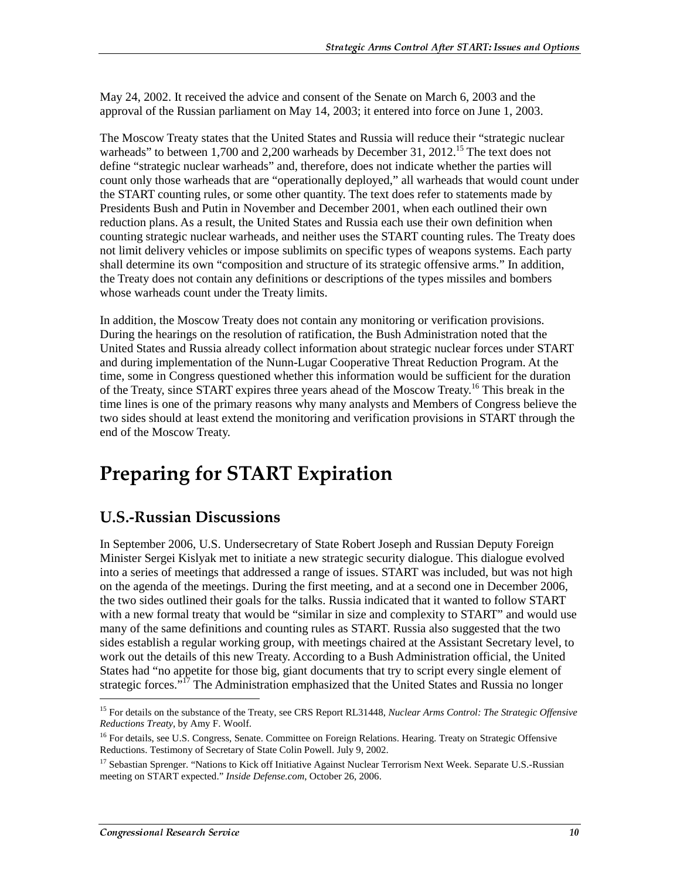May 24, 2002. It received the advice and consent of the Senate on March 6, 2003 and the approval of the Russian parliament on May 14, 2003; it entered into force on June 1, 2003.

The Moscow Treaty states that the United States and Russia will reduce their "strategic nuclear warheads" to between 1,700 and 2,200 warheads by December 31, 2012.[15] The text does not define "strategic nuclear warheads" and, therefore, does not indicate whether the parties will count only those warheads that are "operationally deployed," all warheads that would count under the START counting rules, or some other quantity. The text does refer to statements made by Presidents Bush and Putin in November and December 2001, when each outlined their own reduction plans. As a result, the United States and Russia each use their own definition when counting strategic nuclear warheads, and neither uses the START counting rules. The Treaty does not limit delivery vehicles or impose sublimits on specific types of weapons systems. Each party shall determine its own "composition and structure of its strategic offensive arms." In addition, the Treaty does not contain any definitions or descriptions of the types missiles and bombers whose warheads count under the Treaty limits.

In addition, the Moscow Treaty does not contain any monitoring or verification provisions. During the hearings on the resolution of ratification, the Bush Administration noted that the United States and Russia already collect information about strategic nuclear forces under START and during implementation of the Nunn-Lugar Cooperative Threat Reduction Program. At the time, some in Congress questioned whether this information would be sufficient for the duration of the Treaty, since START expires three years ahead of the Moscow Treaty.[16] This break in the time lines is one of the primary reasons why many analysts and Members of Congress believe the two sides should at least extend the monitoring and verification provisions in START through the end of the Moscow Treaty.

# Preparing for START Expiration

## U.S.-Russian Discussions

In September 2006, U.S. Undersecretary of State Robert Joseph and Russian Deputy Foreign Minister Sergei Kislyak met to initiate a new strategic security dialogue. This dialogue evolved into a series of meetings that addressed a range of issues. START was included, but was not high on the agenda of the meetings. During the first meeting, and at a second one in December 2006, the two sides outlined their goals for the talks. Russia indicated that it wanted to follow START with a new formal treaty that would be "similar in size and complexity to START" and would use many of the same definitions and counting rules as START. Russia also suggested that the two sides establish a regular working group, with meetings chaired at the Assistant Secretary level, to work out the details of this new Treaty. According to a Bush Administration official, the United States had "no appetite for those big, giant documents that try to script every single element of strategic forces."[17] The Administration emphasized that the United States and Russia no longer

---

[15] For details on the substance of the Treaty, see CRS Report RL31448, *Nuclear Arms Control: The Strategic Offensive Reductions Treaty*, by Amy F. Woolf.

[16] For details, see U.S. Congress, Senate. Committee on Foreign Relations. Hearing. Treaty on Strategic Offensive Reductions. Testimony of Secretary of State Colin Powell. July 9, 2002.

[17] Sebastian Sprenger. "Nations to Kick off Initiative Against Nuclear Terrorism Next Week. Separate U.S.-Russian meeting on START expected." *Inside Defense.com*, October 26, 2006.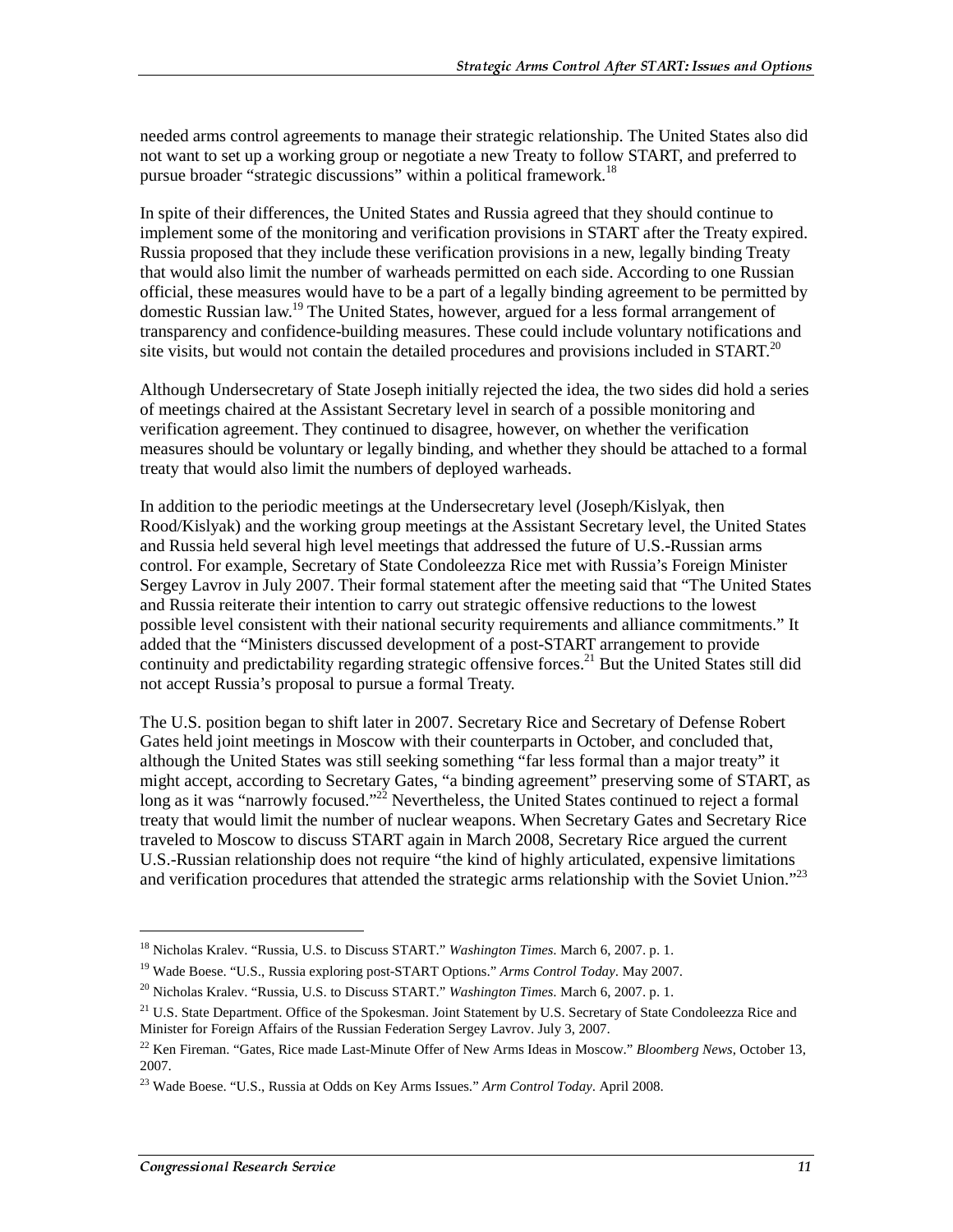needed arms control agreements to manage their strategic relationship. The United States also did not want to set up a working group or negotiate a new Treaty to follow START, and preferred to pursue broader "strategic discussions" within a political framework.[18]

In spite of their differences, the United States and Russia agreed that they should continue to implement some of the monitoring and verification provisions in START after the Treaty expired. Russia proposed that they include these verification provisions in a new, legally binding Treaty that would also limit the number of warheads permitted on each side. According to one Russian official, these measures would have to be a part of a legally binding agreement to be permitted by domestic Russian law.[19] The United States, however, argued for a less formal arrangement of transparency and confidence-building measures. These could include voluntary notifications and site visits, but would not contain the detailed procedures and provisions included in START.[20]

Although Undersecretary of State Joseph initially rejected the idea, the two sides did hold a series of meetings chaired at the Assistant Secretary level in search of a possible monitoring and verification agreement. They continued to disagree, however, on whether the verification measures should be voluntary or legally binding, and whether they should be attached to a formal treaty that would also limit the numbers of deployed warheads.

In addition to the periodic meetings at the Undersecretary level (Joseph/Kislyak, then Rood/Kislyak) and the working group meetings at the Assistant Secretary level, the United States and Russia held several high level meetings that addressed the future of U.S.-Russian arms control. For example, Secretary of State Condoleezza Rice met with Russia's Foreign Minister Sergey Lavrov in July 2007. Their formal statement after the meeting said that "The United States and Russia reiterate their intention to carry out strategic offensive reductions to the lowest possible level consistent with their national security requirements and alliance commitments." It added that the "Ministers discussed development of a post-START arrangement to provide continuity and predictability regarding strategic offensive forces.[21] But the United States still did not accept Russia's proposal to pursue a formal Treaty.

The U.S. position began to shift later in 2007. Secretary Rice and Secretary of Defense Robert Gates held joint meetings in Moscow with their counterparts in October, and concluded that, although the United States was still seeking something "far less formal than a major treaty" it might accept, according to Secretary Gates, "a binding agreement" preserving some of START, as long as it was "narrowly focused."[22] Nevertheless, the United States continued to reject a formal treaty that would limit the number of nuclear weapons. When Secretary Gates and Secretary Rice traveled to Moscow to discuss START again in March 2008, Secretary Rice argued the current U.S.-Russian relationship does not require "the kind of highly articulated, expensive limitations and verification procedures that attended the strategic arms relationship with the Soviet Union."[23]

---

[18] Nicholas Kralev. "Russia, U.S. to Discuss START." *Washington Times*. March 6, 2007. p. 1.

[19] Wade Boese. "U.S., Russia exploring post-START Options." *Arms Control Today*. May 2007.

[20] Nicholas Kralev. "Russia, U.S. to Discuss START." *Washington Times*. March 6, 2007. p. 1.

[21] U.S. State Department. Office of the Spokesman. Joint Statement by U.S. Secretary of State Condoleezza Rice and Minister for Foreign Affairs of the Russian Federation Sergey Lavrov. July 3, 2007.

[22] Ken Fireman. "Gates, Rice made Last-Minute Offer of New Arms Ideas in Moscow." *Bloomberg News*, October 13, 2007.

[23] Wade Boese. "U.S., Russia at Odds on Key Arms Issues." *Arm Control Today*. April 2008.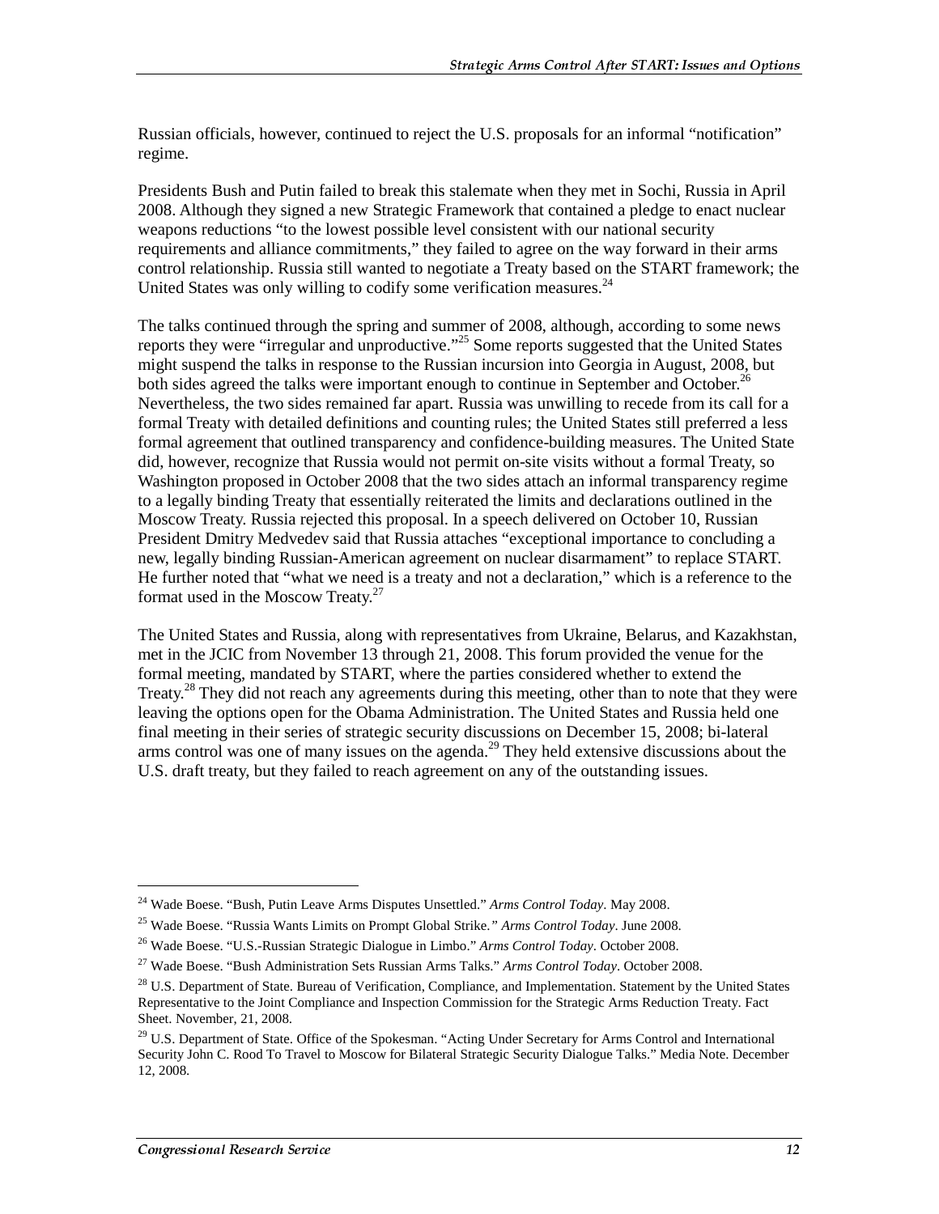Russian officials, however, continued to reject the U.S. proposals for an informal "notification" regime.

Presidents Bush and Putin failed to break this stalemate when they met in Sochi, Russia in April 2008. Although they signed a new Strategic Framework that contained a pledge to enact nuclear weapons reductions "to the lowest possible level consistent with our national security requirements and alliance commitments," they failed to agree on the way forward in their arms control relationship. Russia still wanted to negotiate a Treaty based on the START framework; the United States was only willing to codify some verification measures.[24]

The talks continued through the spring and summer of 2008, although, according to some news reports they were "irregular and unproductive."[25] Some reports suggested that the United States might suspend the talks in response to the Russian incursion into Georgia in August, 2008, but both sides agreed the talks were important enough to continue in September and October.[26] Nevertheless, the two sides remained far apart. Russia was unwilling to recede from its call for a formal Treaty with detailed definitions and counting rules; the United States still preferred a less formal agreement that outlined transparency and confidence-building measures. The United State did, however, recognize that Russia would not permit on-site visits without a formal Treaty, so Washington proposed in October 2008 that the two sides attach an informal transparency regime to a legally binding Treaty that essentially reiterated the limits and declarations outlined in the Moscow Treaty. Russia rejected this proposal. In a speech delivered on October 10, Russian President Dmitry Medvedev said that Russia attaches "exceptional importance to concluding a new, legally binding Russian-American agreement on nuclear disarmament" to replace START. He further noted that "what we need is a treaty and not a declaration," which is a reference to the format used in the Moscow Treaty.[27]

The United States and Russia, along with representatives from Ukraine, Belarus, and Kazakhstan, met in the JCIC from November 13 through 21, 2008. This forum provided the venue for the formal meeting, mandated by START, where the parties considered whether to extend the Treaty.[28] They did not reach any agreements during this meeting, other than to note that they were leaving the options open for the Obama Administration. The United States and Russia held one final meeting in their series of strategic security discussions on December 15, 2008; bi-lateral arms control was one of many issues on the agenda.[29] They held extensive discussions about the U.S. draft treaty, but they failed to reach agreement on any of the outstanding issues.

---

[24] Wade Boese. "Bush, Putin Leave Arms Disputes Unsettled." *Arms Control Today*. May 2008.

[25] Wade Boese. "Russia Wants Limits on Prompt Global Strike." *Arms Control Today*. June 2008.

[26] Wade Boese. "U.S.-Russian Strategic Dialogue in Limbo." *Arms Control Today*. October 2008.

[27] Wade Boese. "Bush Administration Sets Russian Arms Talks." *Arms Control Today*. October 2008.

[28] U.S. Department of State. Bureau of Verification, Compliance, and Implementation. Statement by the United States Representative to the Joint Compliance and Inspection Commission for the Strategic Arms Reduction Treaty. Fact Sheet. November, 21, 2008.

[29] U.S. Department of State. Office of the Spokesman. "Acting Under Secretary for Arms Control and International Security John C. Rood To Travel to Moscow for Bilateral Strategic Security Dialogue Talks." Media Note. December 12, 2008.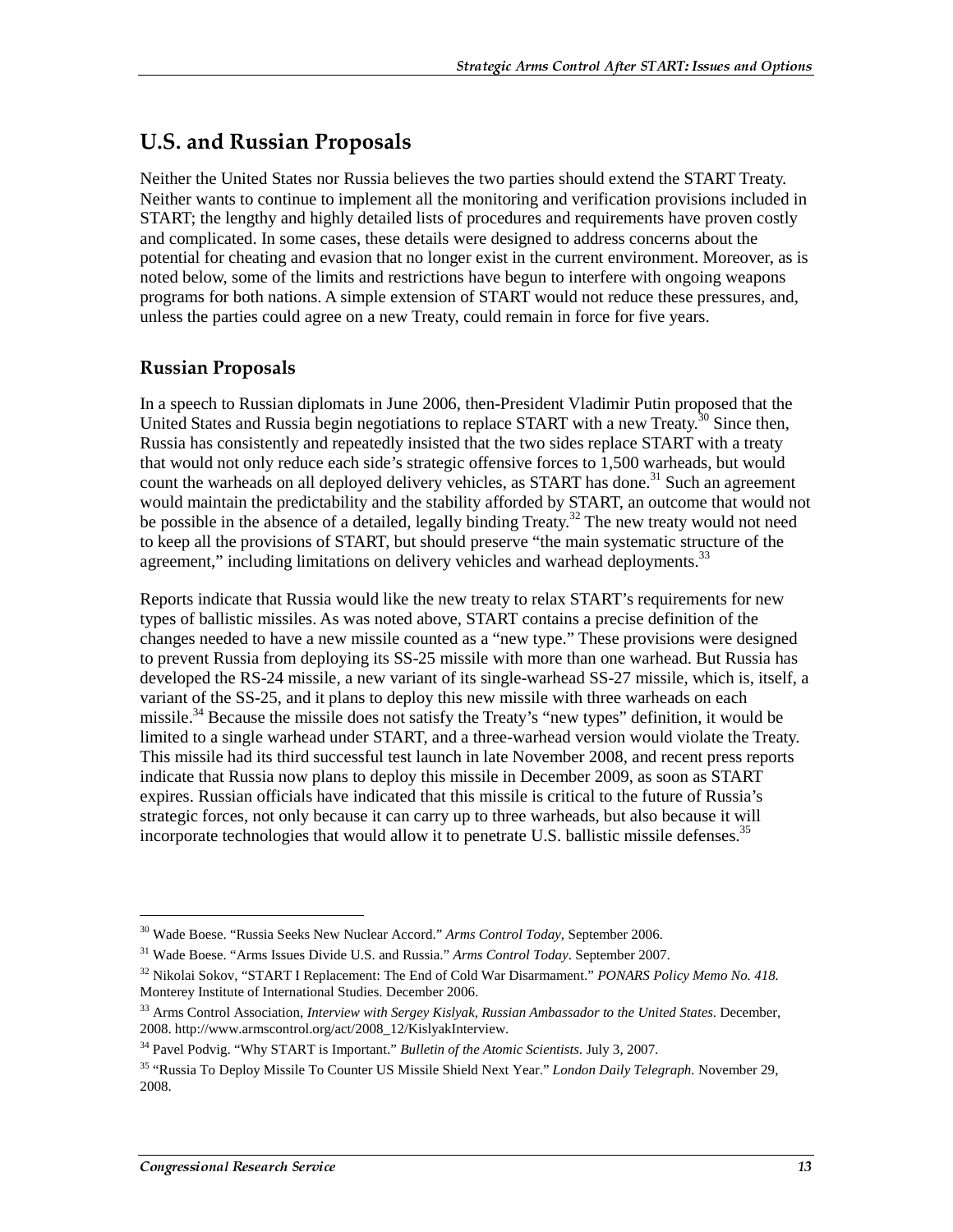## U.S. and Russian Proposals

Neither the United States nor Russia believes the two parties should extend the START Treaty. Neither wants to continue to implement all the monitoring and verification provisions included in START; the lengthy and highly detailed lists of procedures and requirements have proven costly and complicated. In some cases, these details were designed to address concerns about the potential for cheating and evasion that no longer exist in the current environment. Moreover, as is noted below, some of the limits and restrictions have begun to interfere with ongoing weapons programs for both nations. A simple extension of START would not reduce these pressures, and, unless the parties could agree on a new Treaty, could remain in force for five years.

### Russian Proposals

In a speech to Russian diplomats in June 2006, then-President Vladimir Putin proposed that the United States and Russia begin negotiations to replace START with a new Treaty.[30] Since then, Russia has consistently and repeatedly insisted that the two sides replace START with a treaty that would not only reduce each side's strategic offensive forces to 1,500 warheads, but would count the warheads on all deployed delivery vehicles, as START has done.[31] Such an agreement would maintain the predictability and the stability afforded by START, an outcome that would not be possible in the absence of a detailed, legally binding Treaty.[32] The new treaty would not need to keep all the provisions of START, but should preserve "the main systematic structure of the agreement," including limitations on delivery vehicles and warhead deployments.[33]

Reports indicate that Russia would like the new treaty to relax START's requirements for new types of ballistic missiles. As was noted above, START contains a precise definition of the changes needed to have a new missile counted as a "new type." These provisions were designed to prevent Russia from deploying its SS-25 missile with more than one warhead. But Russia has developed the RS-24 missile, a new variant of its single-warhead SS-27 missile, which is, itself, a variant of the SS-25, and it plans to deploy this new missile with three warheads on each missile.[34] Because the missile does not satisfy the Treaty's "new types" definition, it would be limited to a single warhead under START, and a three-warhead version would violate the Treaty. This missile had its third successful test launch in late November 2008, and recent press reports indicate that Russia now plans to deploy this missile in December 2009, as soon as START expires. Russian officials have indicated that this missile is critical to the future of Russia's strategic forces, not only because it can carry up to three warheads, but also because it will incorporate technologies that would allow it to penetrate U.S. ballistic missile defenses.[35]

---

[30] Wade Boese. "Russia Seeks New Nuclear Accord." *Arms Control Today*, September 2006.

[31] Wade Boese. "Arms Issues Divide U.S. and Russia." *Arms Control Today*. September 2007.

[32] Nikolai Sokov, "START I Replacement: The End of Cold War Disarmament." *PONARS Policy Memo No. 418.* Monterey Institute of International Studies. December 2006.

[33] Arms Control Association, *Interview with Sergey Kislyak, Russian Ambassador to the United States*. December, 2008. http://www.armscontrol.org/act/2008_12/KislyakInterview.

[34] Pavel Podvig. "Why START is Important." *Bulletin of the Atomic Scientists*. July 3, 2007.

[35] "Russia To Deploy Missile To Counter US Missile Shield Next Year." *London Daily Telegraph.* November 29, 2008.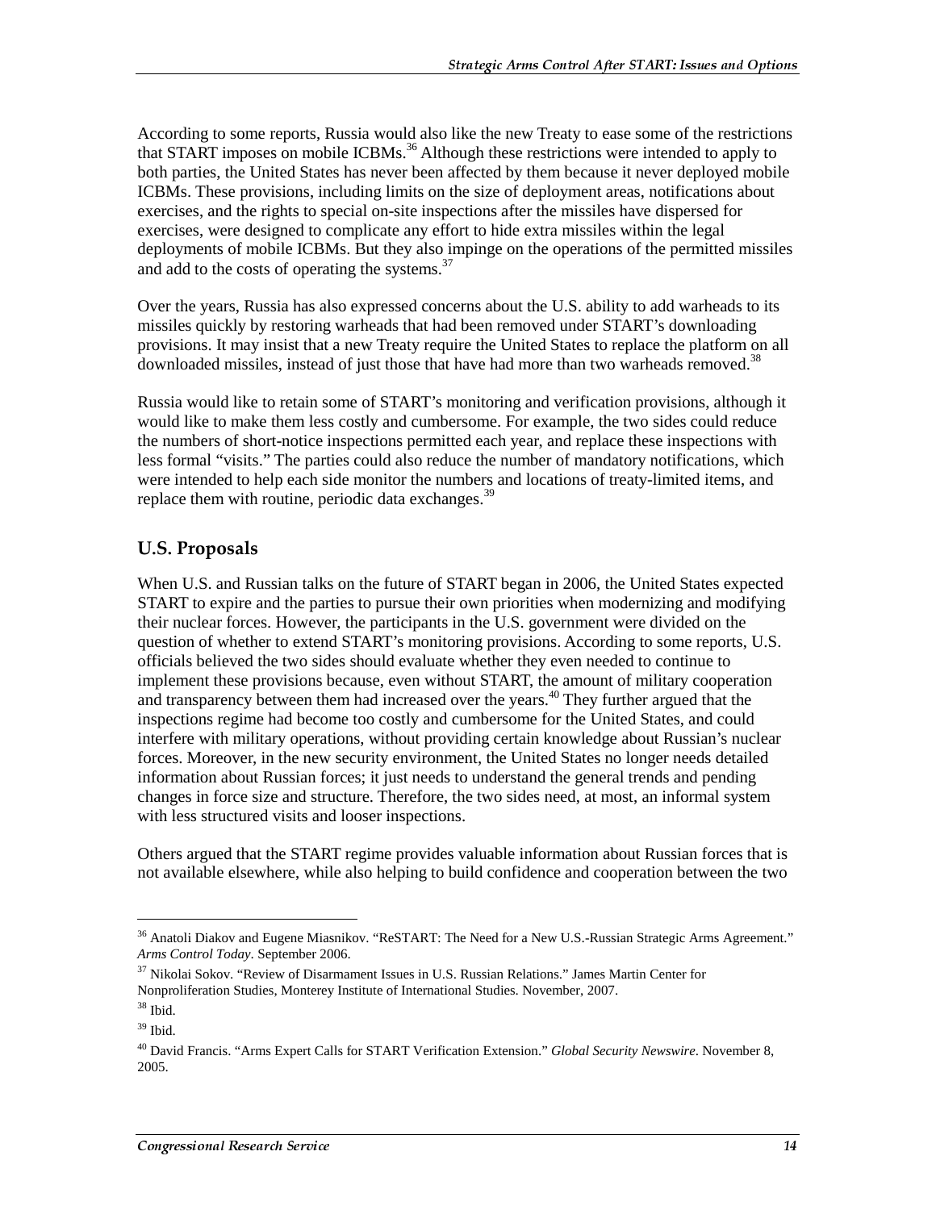According to some reports, Russia would also like the new Treaty to ease some of the restrictions that START imposes on mobile ICBMs.[36] Although these restrictions were intended to apply to both parties, the United States has never been affected by them because it never deployed mobile ICBMs. These provisions, including limits on the size of deployment areas, notifications about exercises, and the rights to special on-site inspections after the missiles have dispersed for exercises, were designed to complicate any effort to hide extra missiles within the legal deployments of mobile ICBMs. But they also impinge on the operations of the permitted missiles and add to the costs of operating the systems.[37]

Over the years, Russia has also expressed concerns about the U.S. ability to add warheads to its missiles quickly by restoring warheads that had been removed under START's downloading provisions. It may insist that a new Treaty require the United States to replace the platform on all downloaded missiles, instead of just those that have had more than two warheads removed.[38]

Russia would like to retain some of START's monitoring and verification provisions, although it would like to make them less costly and cumbersome. For example, the two sides could reduce the numbers of short-notice inspections permitted each year, and replace these inspections with less formal "visits." The parties could also reduce the number of mandatory notifications, which were intended to help each side monitor the numbers and locations of treaty-limited items, and replace them with routine, periodic data exchanges.[39]

## U.S. Proposals

When U.S. and Russian talks on the future of START began in 2006, the United States expected START to expire and the parties to pursue their own priorities when modernizing and modifying their nuclear forces. However, the participants in the U.S. government were divided on the question of whether to extend START's monitoring provisions. According to some reports, U.S. officials believed the two sides should evaluate whether they even needed to continue to implement these provisions because, even without START, the amount of military cooperation and transparency between them had increased over the years.[40] They further argued that the inspections regime had become too costly and cumbersome for the United States, and could interfere with military operations, without providing certain knowledge about Russian's nuclear forces. Moreover, in the new security environment, the United States no longer needs detailed information about Russian forces; it just needs to understand the general trends and pending changes in force size and structure. Therefore, the two sides need, at most, an informal system with less structured visits and looser inspections.

Others argued that the START regime provides valuable information about Russian forces that is not available elsewhere, while also helping to build confidence and cooperation between the two

---

[36] Anatoli Diakov and Eugene Miasnikov. "ReSTART: The Need for a New U.S.-Russian Strategic Arms Agreement." *Arms Control Today*. September 2006.

[37] Nikolai Sokov. "Review of Disarmament Issues in U.S. Russian Relations." James Martin Center for Nonproliferation Studies, Monterey Institute of International Studies. November, 2007.

[38] Ibid.

[39] Ibid.

[40] David Francis. "Arms Expert Calls for START Verification Extension." *Global Security Newswire*. November 8, 2005.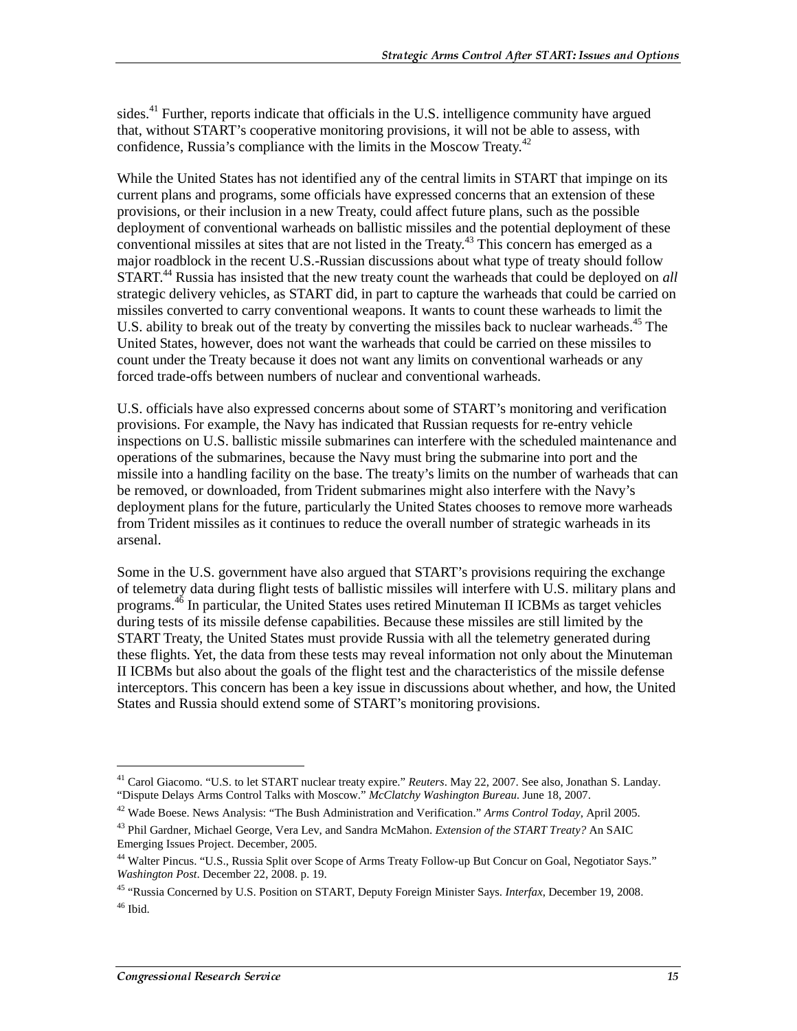sides.[41] Further, reports indicate that officials in the U.S. intelligence community have argued that, without START's cooperative monitoring provisions, it will not be able to assess, with confidence, Russia's compliance with the limits in the Moscow Treaty.[42]

While the United States has not identified any of the central limits in START that impinge on its current plans and programs, some officials have expressed concerns that an extension of these provisions, or their inclusion in a new Treaty, could affect future plans, such as the possible deployment of conventional warheads on ballistic missiles and the potential deployment of these conventional missiles at sites that are not listed in the Treaty.[43] This concern has emerged as a major roadblock in the recent U.S.-Russian discussions about what type of treaty should follow START.[44] Russia has insisted that the new treaty count the warheads that could be deployed on *all* strategic delivery vehicles, as START did, in part to capture the warheads that could be carried on missiles converted to carry conventional weapons. It wants to count these warheads to limit the U.S. ability to break out of the treaty by converting the missiles back to nuclear warheads.[45] The United States, however, does not want the warheads that could be carried on these missiles to count under the Treaty because it does not want any limits on conventional warheads or any forced trade-offs between numbers of nuclear and conventional warheads.

U.S. officials have also expressed concerns about some of START's monitoring and verification provisions. For example, the Navy has indicated that Russian requests for re-entry vehicle inspections on U.S. ballistic missile submarines can interfere with the scheduled maintenance and operations of the submarines, because the Navy must bring the submarine into port and the missile into a handling facility on the base. The treaty's limits on the number of warheads that can be removed, or downloaded, from Trident submarines might also interfere with the Navy's deployment plans for the future, particularly the United States chooses to remove more warheads from Trident missiles as it continues to reduce the overall number of strategic warheads in its arsenal.

Some in the U.S. government have also argued that START's provisions requiring the exchange of telemetry data during flight tests of ballistic missiles will interfere with U.S. military plans and programs.[46] In particular, the United States uses retired Minuteman II ICBMs as target vehicles during tests of its missile defense capabilities. Because these missiles are still limited by the START Treaty, the United States must provide Russia with all the telemetry generated during these flights. Yet, the data from these tests may reveal information not only about the Minuteman II ICBMs but also about the goals of the flight test and the characteristics of the missile defense interceptors. This concern has been a key issue in discussions about whether, and how, the United States and Russia should extend some of START's monitoring provisions.

---

[41] Carol Giacomo. "U.S. to let START nuclear treaty expire." *Reuters*. May 22, 2007. See also, Jonathan S. Landay. "Dispute Delays Arms Control Talks with Moscow." *McClatchy Washington Bureau*. June 18, 2007.

[42] Wade Boese. News Analysis: "The Bush Administration and Verification." *Arms Control Today*, April 2005.

[43] Phil Gardner, Michael George, Vera Lev, and Sandra McMahon. *Extension of the START Treaty?* An SAIC Emerging Issues Project. December, 2005.

[44] Walter Pincus. "U.S., Russia Split over Scope of Arms Treaty Follow-up But Concur on Goal, Negotiator Says." *Washington Post*. December 22, 2008. p. 19.

[45] "Russia Concerned by U.S. Position on START, Deputy Foreign Minister Says. *Interfax*, December 19, 2008.

[46] Ibid.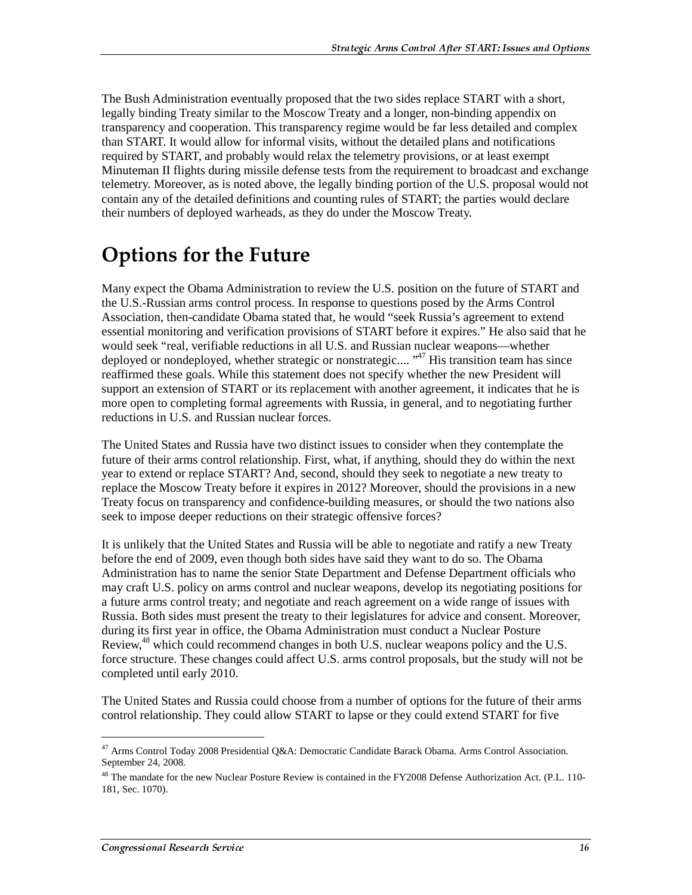The Bush Administration eventually proposed that the two sides replace START with a short, legally binding Treaty similar to the Moscow Treaty and a longer, non-binding appendix on transparency and cooperation. This transparency regime would be far less detailed and complex than START. It would allow for informal visits, without the detailed plans and notifications required by START, and probably would relax the telemetry provisions, or at least exempt Minuteman II flights during missile defense tests from the requirement to broadcast and exchange telemetry. Moreover, as is noted above, the legally binding portion of the U.S. proposal would not contain any of the detailed definitions and counting rules of START; the parties would declare their numbers of deployed warheads, as they do under the Moscow Treaty.

# Options for the Future

Many expect the Obama Administration to review the U.S. position on the future of START and the U.S.-Russian arms control process. In response to questions posed by the Arms Control Association, then-candidate Obama stated that, he would "seek Russia's agreement to extend essential monitoring and verification provisions of START before it expires." He also said that he would seek "real, verifiable reductions in all U.S. and Russian nuclear weapons—whether deployed or nondeployed, whether strategic or nonstrategic.... "[47] His transition team has since reaffirmed these goals. While this statement does not specify whether the new President will support an extension of START or its replacement with another agreement, it indicates that he is more open to completing formal agreements with Russia, in general, and to negotiating further reductions in U.S. and Russian nuclear forces.

The United States and Russia have two distinct issues to consider when they contemplate the future of their arms control relationship. First, what, if anything, should they do within the next year to extend or replace START? And, second, should they seek to negotiate a new treaty to replace the Moscow Treaty before it expires in 2012? Moreover, should the provisions in a new Treaty focus on transparency and confidence-building measures, or should the two nations also seek to impose deeper reductions on their strategic offensive forces?

It is unlikely that the United States and Russia will be able to negotiate and ratify a new Treaty before the end of 2009, even though both sides have said they want to do so. The Obama Administration has to name the senior State Department and Defense Department officials who may craft U.S. policy on arms control and nuclear weapons, develop its negotiating positions for a future arms control treaty; and negotiate and reach agreement on a wide range of issues with Russia. Both sides must present the treaty to their legislatures for advice and consent. Moreover, during its first year in office, the Obama Administration must conduct a Nuclear Posture Review,[48] which could recommend changes in both U.S. nuclear weapons policy and the U.S. force structure. These changes could affect U.S. arms control proposals, but the study will not be completed until early 2010.

The United States and Russia could choose from a number of options for the future of their arms control relationship. They could allow START to lapse or they could extend START for five

---

[47] Arms Control Today 2008 Presidential Q&A: Democratic Candidate Barack Obama. Arms Control Association. September 24, 2008.

[48] The mandate for the new Nuclear Posture Review is contained in the FY2008 Defense Authorization Act. (P.L. 110-181, Sec. 1070).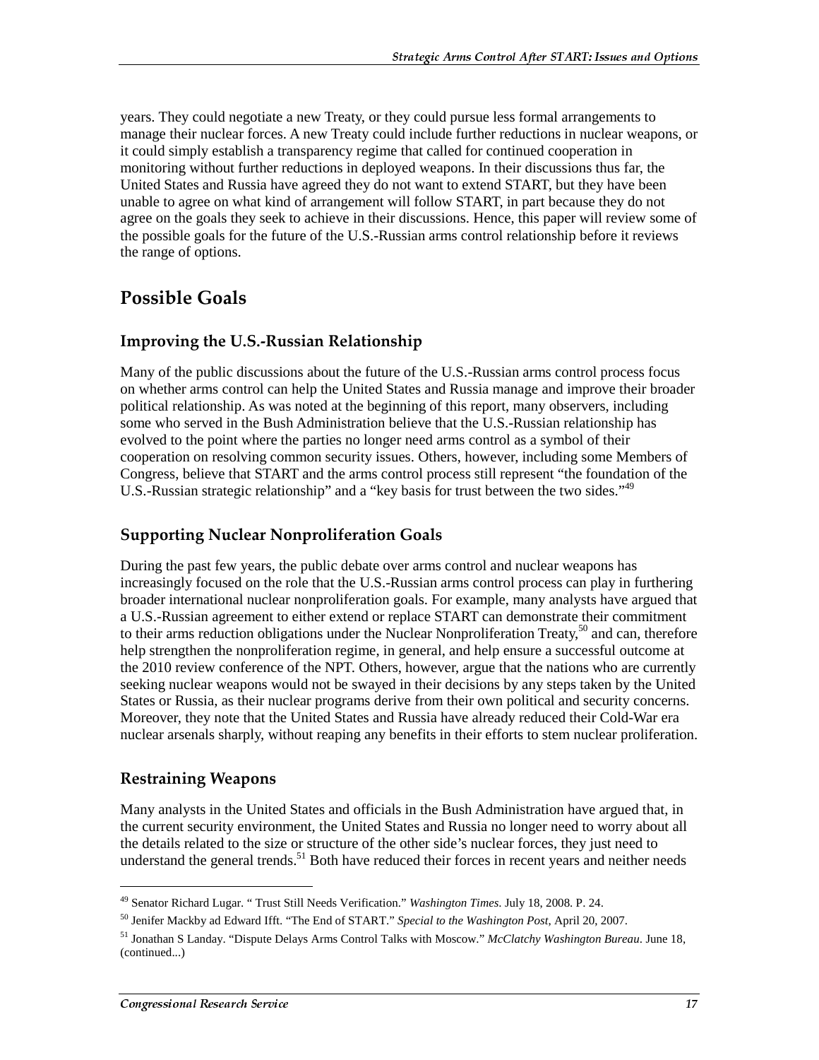years. They could negotiate a new Treaty, or they could pursue less formal arrangements to manage their nuclear forces. A new Treaty could include further reductions in nuclear weapons, or it could simply establish a transparency regime that called for continued cooperation in monitoring without further reductions in deployed weapons. In their discussions thus far, the United States and Russia have agreed they do not want to extend START, but they have been unable to agree on what kind of arrangement will follow START, in part because they do not agree on the goals they seek to achieve in their discussions. Hence, this paper will review some of the possible goals for the future of the U.S.-Russian arms control relationship before it reviews the range of options.

## Possible Goals

### Improving the U.S.-Russian Relationship

Many of the public discussions about the future of the U.S.-Russian arms control process focus on whether arms control can help the United States and Russia manage and improve their broader political relationship. As was noted at the beginning of this report, many observers, including some who served in the Bush Administration believe that the U.S.-Russian relationship has evolved to the point where the parties no longer need arms control as a symbol of their cooperation on resolving common security issues. Others, however, including some Members of Congress, believe that START and the arms control process still represent "the foundation of the U.S.-Russian strategic relationship" and a "key basis for trust between the two sides."[49]

### Supporting Nuclear Nonproliferation Goals

During the past few years, the public debate over arms control and nuclear weapons has increasingly focused on the role that the U.S.-Russian arms control process can play in furthering broader international nuclear nonproliferation goals. For example, many analysts have argued that a U.S.-Russian agreement to either extend or replace START can demonstrate their commitment to their arms reduction obligations under the Nuclear Nonproliferation Treaty,[50] and can, therefore help strengthen the nonproliferation regime, in general, and help ensure a successful outcome at the 2010 review conference of the NPT. Others, however, argue that the nations who are currently seeking nuclear weapons would not be swayed in their decisions by any steps taken by the United States or Russia, as their nuclear programs derive from their own political and security concerns. Moreover, they note that the United States and Russia have already reduced their Cold-War era nuclear arsenals sharply, without reaping any benefits in their efforts to stem nuclear proliferation.

### Restraining Weapons

Many analysts in the United States and officials in the Bush Administration have argued that, in the current security environment, the United States and Russia no longer need to worry about all the details related to the size or structure of the other side's nuclear forces, they just need to understand the general trends.[51] Both have reduced their forces in recent years and neither needs

---

[49] Senator Richard Lugar. " Trust Still Needs Verification." *Washington Times*. July 18, 2008. P. 24.

[50] Jenifer Mackby ad Edward Ifft. "The End of START." *Special to the Washington Post*, April 20, 2007.

[51] Jonathan S Landay. "Dispute Delays Arms Control Talks with Moscow." *McClatchy Washington Bureau*. June 18, (continued...)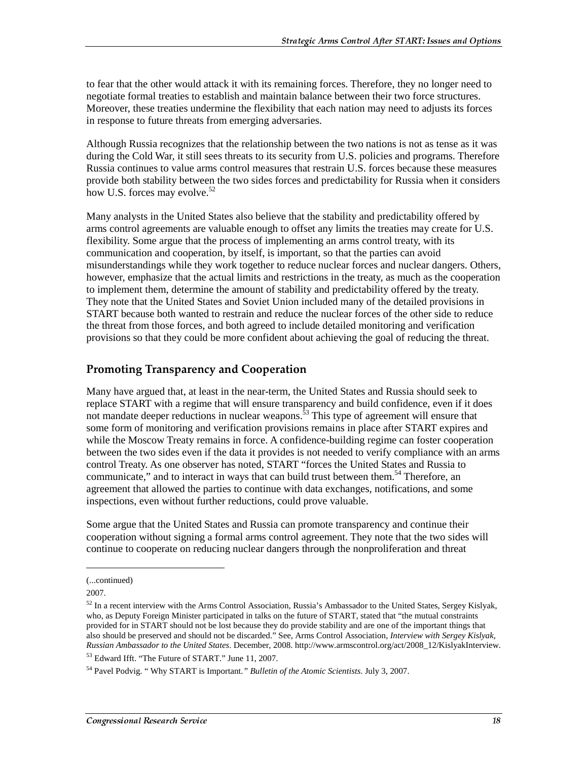to fear that the other would attack it with its remaining forces. Therefore, they no longer need to negotiate formal treaties to establish and maintain balance between their two force structures. Moreover, these treaties undermine the flexibility that each nation may need to adjusts its forces in response to future threats from emerging adversaries.

Although Russia recognizes that the relationship between the two nations is not as tense as it was during the Cold War, it still sees threats to its security from U.S. policies and programs. Therefore Russia continues to value arms control measures that restrain U.S. forces because these measures provide both stability between the two sides forces and predictability for Russia when it considers how U.S. forces may evolve.[52]

Many analysts in the United States also believe that the stability and predictability offered by arms control agreements are valuable enough to offset any limits the treaties may create for U.S. flexibility. Some argue that the process of implementing an arms control treaty, with its communication and cooperation, by itself, is important, so that the parties can avoid misunderstandings while they work together to reduce nuclear forces and nuclear dangers. Others, however, emphasize that the actual limits and restrictions in the treaty, as much as the cooperation to implement them, determine the amount of stability and predictability offered by the treaty. They note that the United States and Soviet Union included many of the detailed provisions in START because both wanted to restrain and reduce the nuclear forces of the other side to reduce the threat from those forces, and both agreed to include detailed monitoring and verification provisions so that they could be more confident about achieving the goal of reducing the threat.

## Promoting Transparency and Cooperation

Many have argued that, at least in the near-term, the United States and Russia should seek to replace START with a regime that will ensure transparency and build confidence, even if it does not mandate deeper reductions in nuclear weapons.[53] This type of agreement will ensure that some form of monitoring and verification provisions remains in place after START expires and while the Moscow Treaty remains in force. A confidence-building regime can foster cooperation between the two sides even if the data it provides is not needed to verify compliance with an arms control Treaty. As one observer has noted, START "forces the United States and Russia to communicate," and to interact in ways that can build trust between them.[54] Therefore, an agreement that allowed the parties to continue with data exchanges, notifications, and some inspections, even without further reductions, could prove valuable.

Some argue that the United States and Russia can promote transparency and continue their cooperation without signing a formal arms control agreement. They note that the two sides will continue to cooperate on reducing nuclear dangers through the nonproliferation and threat

---

(...continued)

2007.

[52] In a recent interview with the Arms Control Association, Russia's Ambassador to the United States, Sergey Kislyak, who, as Deputy Foreign Minister participated in talks on the future of START, stated that "the mutual constraints provided for in START should not be lost because they do provide stability and are one of the important things that also should be preserved and should not be discarded." See, Arms Control Association, *Interview with Sergey Kislyak, Russian Ambassador to the United States*. December, 2008. http://www.armscontrol.org/act/2008_12/KislyakInterview.

[53] Edward Ifft. "The Future of START." June 11, 2007.

[54] Pavel Podvig. " Why START is Important." *Bulletin of the Atomic Scientists*. July 3, 2007.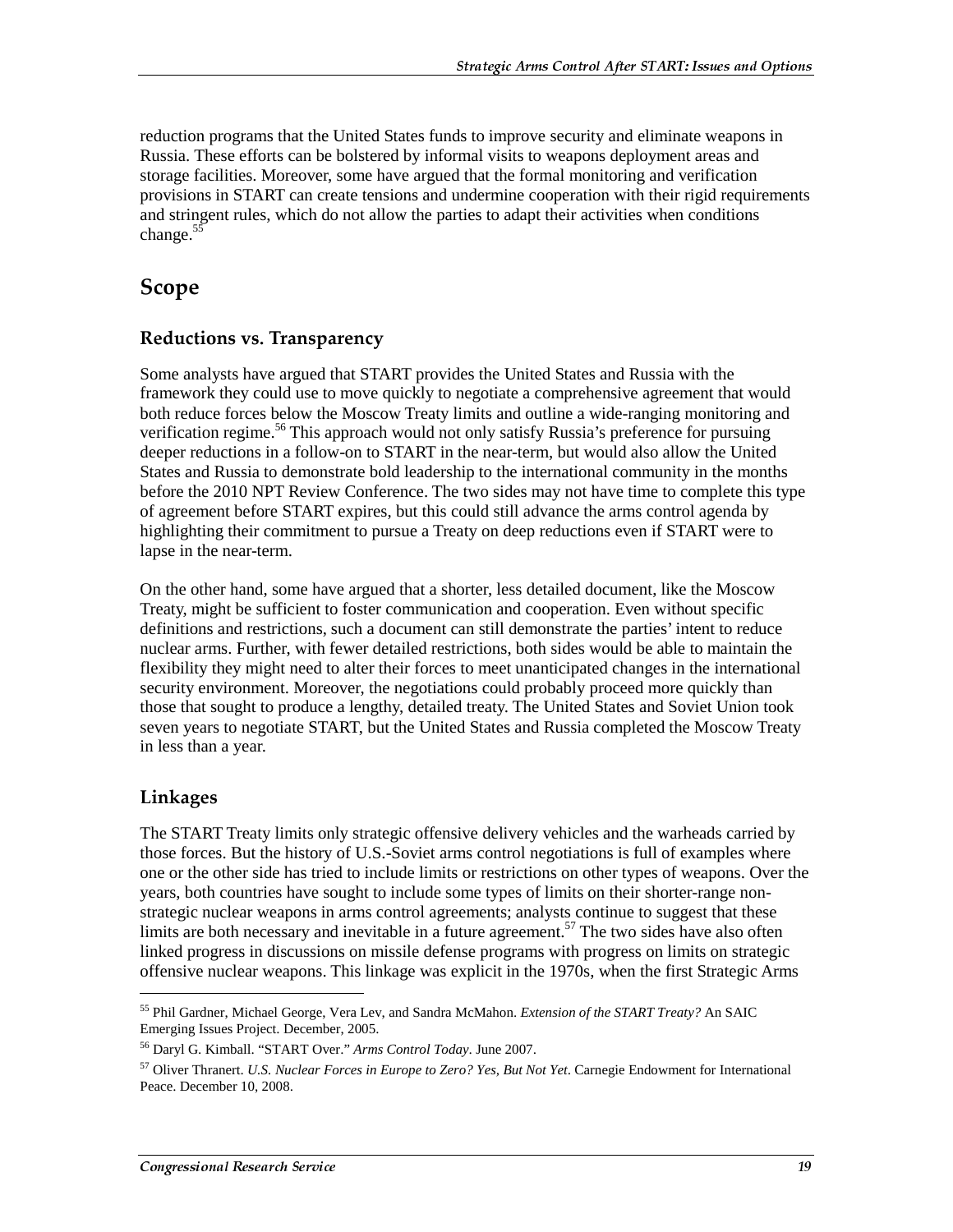reduction programs that the United States funds to improve security and eliminate weapons in Russia. These efforts can be bolstered by informal visits to weapons deployment areas and storage facilities. Moreover, some have argued that the formal monitoring and verification provisions in START can create tensions and undermine cooperation with their rigid requirements and stringent rules, which do not allow the parties to adapt their activities when conditions change.[55]

## Scope

### Reductions vs. Transparency

Some analysts have argued that START provides the United States and Russia with the framework they could use to move quickly to negotiate a comprehensive agreement that would both reduce forces below the Moscow Treaty limits and outline a wide-ranging monitoring and verification regime.[56] This approach would not only satisfy Russia's preference for pursuing deeper reductions in a follow-on to START in the near-term, but would also allow the United States and Russia to demonstrate bold leadership to the international community in the months before the 2010 NPT Review Conference. The two sides may not have time to complete this type of agreement before START expires, but this could still advance the arms control agenda by highlighting their commitment to pursue a Treaty on deep reductions even if START were to lapse in the near-term.

On the other hand, some have argued that a shorter, less detailed document, like the Moscow Treaty, might be sufficient to foster communication and cooperation. Even without specific definitions and restrictions, such a document can still demonstrate the parties' intent to reduce nuclear arms. Further, with fewer detailed restrictions, both sides would be able to maintain the flexibility they might need to alter their forces to meet unanticipated changes in the international security environment. Moreover, the negotiations could probably proceed more quickly than those that sought to produce a lengthy, detailed treaty. The United States and Soviet Union took seven years to negotiate START, but the United States and Russia completed the Moscow Treaty in less than a year.

### Linkages

The START Treaty limits only strategic offensive delivery vehicles and the warheads carried by those forces. But the history of U.S.-Soviet arms control negotiations is full of examples where one or the other side has tried to include limits or restrictions on other types of weapons. Over the years, both countries have sought to include some types of limits on their shorter-range non-strategic nuclear weapons in arms control agreements; analysts continue to suggest that these limits are both necessary and inevitable in a future agreement.[57] The two sides have also often linked progress in discussions on missile defense programs with progress on limits on strategic offensive nuclear weapons. This linkage was explicit in the 1970s, when the first Strategic Arms

---

[55] Phil Gardner, Michael George, Vera Lev, and Sandra McMahon. *Extension of the START Treaty?* An SAIC Emerging Issues Project. December, 2005.

[56] Daryl G. Kimball. "START Over." *Arms Control Today*. June 2007.

[57] Oliver Thranert. *U.S. Nuclear Forces in Europe to Zero? Yes, But Not Yet*. Carnegie Endowment for International Peace. December 10, 2008.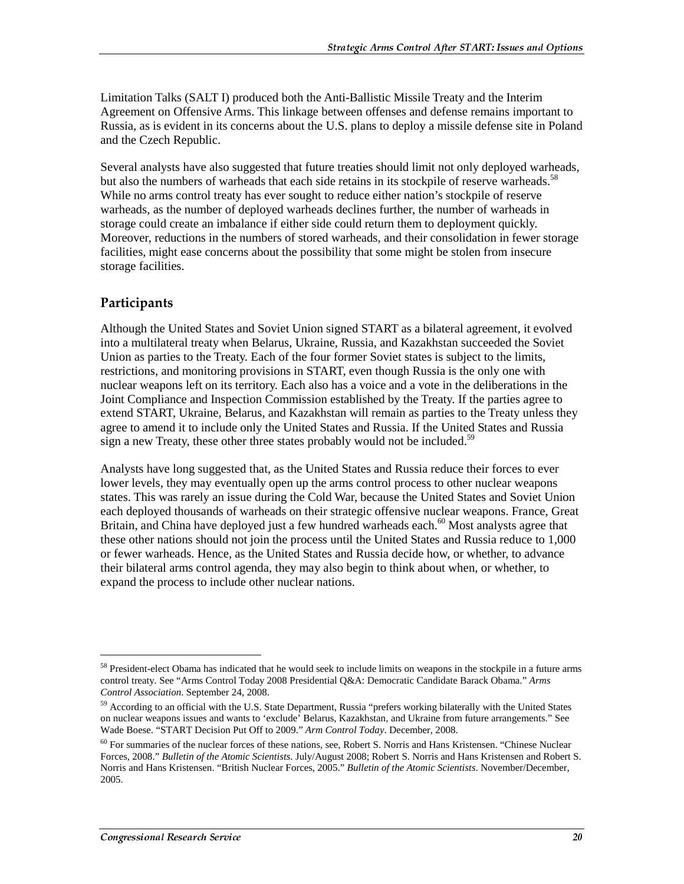Limitation Talks (SALT I) produced both the Anti-Ballistic Missile Treaty and the Interim Agreement on Offensive Arms. This linkage between offenses and defense remains important to Russia, as is evident in its concerns about the U.S. plans to deploy a missile defense site in Poland and the Czech Republic.

Several analysts have also suggested that future treaties should limit not only deployed warheads, but also the numbers of warheads that each side retains in its stockpile of reserve warheads.[58] While no arms control treaty has ever sought to reduce either nation's stockpile of reserve warheads, as the number of deployed warheads declines further, the number of warheads in storage could create an imbalance if either side could return them to deployment quickly. Moreover, reductions in the numbers of stored warheads, and their consolidation in fewer storage facilities, might ease concerns about the possibility that some might be stolen from insecure storage facilities.

## Participants

Although the United States and Soviet Union signed START as a bilateral agreement, it evolved into a multilateral treaty when Belarus, Ukraine, Russia, and Kazakhstan succeeded the Soviet Union as parties to the Treaty. Each of the four former Soviet states is subject to the limits, restrictions, and monitoring provisions in START, even though Russia is the only one with nuclear weapons left on its territory. Each also has a voice and a vote in the deliberations in the Joint Compliance and Inspection Commission established by the Treaty. If the parties agree to extend START, Ukraine, Belarus, and Kazakhstan will remain as parties to the Treaty unless they agree to amend it to include only the United States and Russia. If the United States and Russia sign a new Treaty, these other three states probably would not be included.[59]

Analysts have long suggested that, as the United States and Russia reduce their forces to ever lower levels, they may eventually open up the arms control process to other nuclear weapons states. This was rarely an issue during the Cold War, because the United States and Soviet Union each deployed thousands of warheads on their strategic offensive nuclear weapons. France, Great Britain, and China have deployed just a few hundred warheads each.[60] Most analysts agree that these other nations should not join the process until the United States and Russia reduce to 1,000 or fewer warheads. Hence, as the United States and Russia decide how, or whether, to advance their bilateral arms control agenda, they may also begin to think about when, or whether, to expand the process to include other nuclear nations.

---

[58] President-elect Obama has indicated that he would seek to include limits on weapons in the stockpile in a future arms control treaty. See "Arms Control Today 2008 Presidential Q&A: Democratic Candidate Barack Obama." *Arms Control Association*. September 24, 2008.

[59] According to an official with the U.S. State Department, Russia "prefers working bilaterally with the United States on nuclear weapons issues and wants to 'exclude' Belarus, Kazakhstan, and Ukraine from future arrangements." See Wade Boese. "START Decision Put Off to 2009." *Arm Control Today*. December, 2008.

[60] For summaries of the nuclear forces of these nations, see, Robert S. Norris and Hans Kristensen. "Chinese Nuclear Forces, 2008." *Bulletin of the Atomic Scientists*. July/August 2008; Robert S. Norris and Hans Kristensen and Robert S. Norris and Hans Kristensen. "British Nuclear Forces, 2005." *Bulletin of the Atomic Scientists*. November/December, 2005.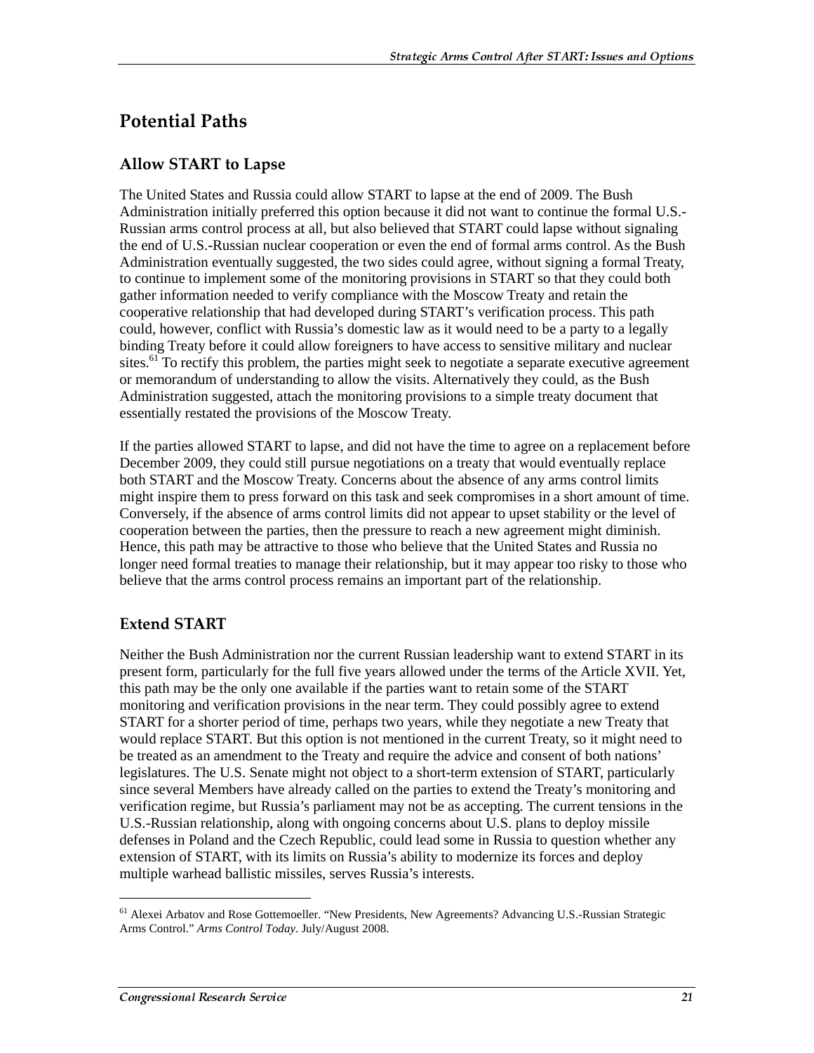## Potential Paths

### Allow START to Lapse

The United States and Russia could allow START to lapse at the end of 2009. The Bush Administration initially preferred this option because it did not want to continue the formal U.S.-Russian arms control process at all, but also believed that START could lapse without signaling the end of U.S.-Russian nuclear cooperation or even the end of formal arms control. As the Bush Administration eventually suggested, the two sides could agree, without signing a formal Treaty, to continue to implement some of the monitoring provisions in START so that they could both gather information needed to verify compliance with the Moscow Treaty and retain the cooperative relationship that had developed during START's verification process. This path could, however, conflict with Russia's domestic law as it would need to be a party to a legally binding Treaty before it could allow foreigners to have access to sensitive military and nuclear sites.[61] To rectify this problem, the parties might seek to negotiate a separate executive agreement or memorandum of understanding to allow the visits. Alternatively they could, as the Bush Administration suggested, attach the monitoring provisions to a simple treaty document that essentially restated the provisions of the Moscow Treaty.

If the parties allowed START to lapse, and did not have the time to agree on a replacement before December 2009, they could still pursue negotiations on a treaty that would eventually replace both START and the Moscow Treaty. Concerns about the absence of any arms control limits might inspire them to press forward on this task and seek compromises in a short amount of time. Conversely, if the absence of arms control limits did not appear to upset stability or the level of cooperation between the parties, then the pressure to reach a new agreement might diminish. Hence, this path may be attractive to those who believe that the United States and Russia no longer need formal treaties to manage their relationship, but it may appear too risky to those who believe that the arms control process remains an important part of the relationship.

### Extend START

Neither the Bush Administration nor the current Russian leadership want to extend START in its present form, particularly for the full five years allowed under the terms of the Article XVII. Yet, this path may be the only one available if the parties want to retain some of the START monitoring and verification provisions in the near term. They could possibly agree to extend START for a shorter period of time, perhaps two years, while they negotiate a new Treaty that would replace START. But this option is not mentioned in the current Treaty, so it might need to be treated as an amendment to the Treaty and require the advice and consent of both nations' legislatures. The U.S. Senate might not object to a short-term extension of START, particularly since several Members have already called on the parties to extend the Treaty's monitoring and verification regime, but Russia's parliament may not be as accepting. The current tensions in the U.S.-Russian relationship, along with ongoing concerns about U.S. plans to deploy missile defenses in Poland and the Czech Republic, could lead some in Russia to question whether any extension of START, with its limits on Russia's ability to modernize its forces and deploy multiple warhead ballistic missiles, serves Russia's interests.

---

[61] Alexei Arbatov and Rose Gottemoeller. "New Presidents, New Agreements? Advancing U.S.-Russian Strategic Arms Control." *Arms Control Today*. July/August 2008.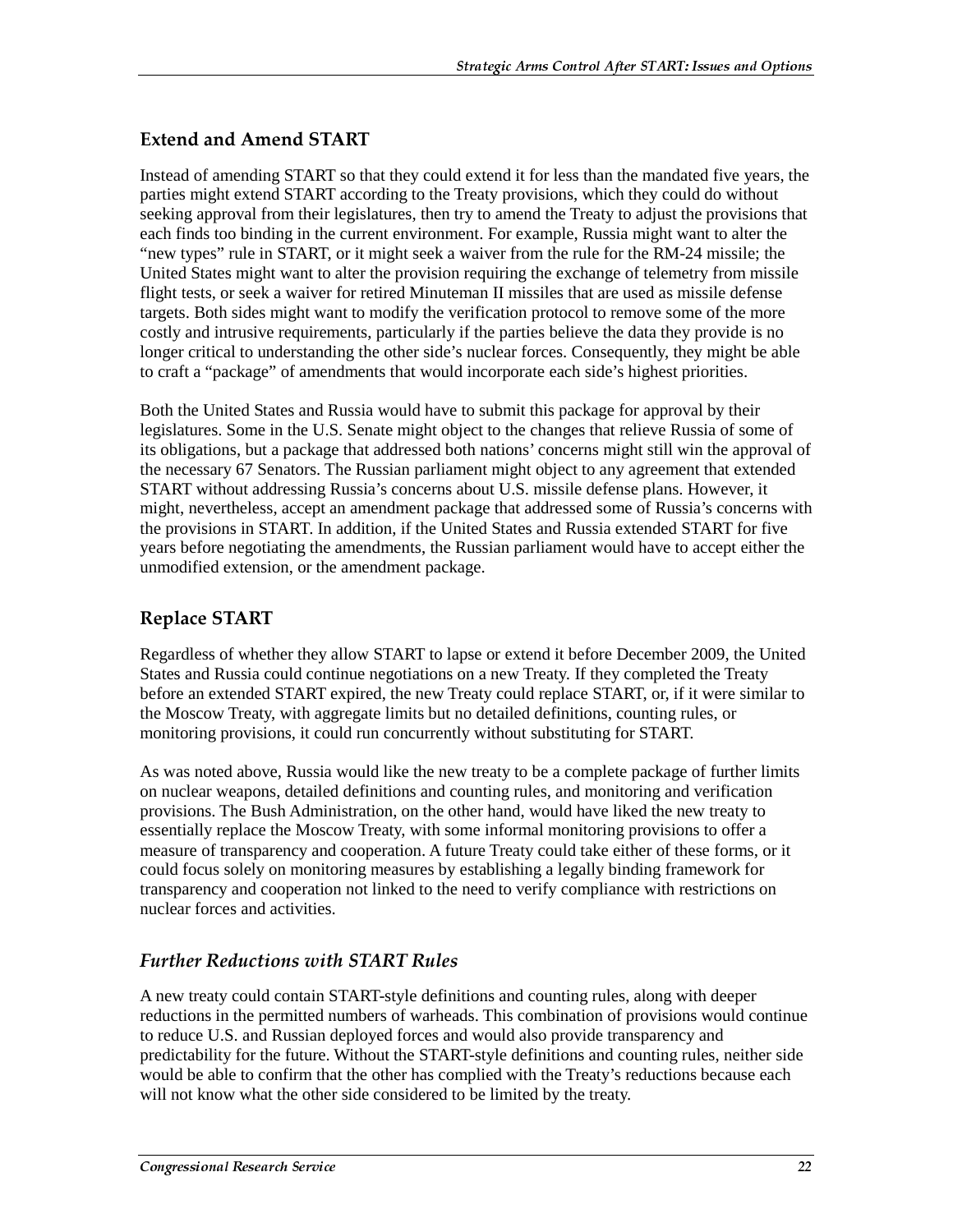## Extend and Amend START

Instead of amending START so that they could extend it for less than the mandated five years, the parties might extend START according to the Treaty provisions, which they could do without seeking approval from their legislatures, then try to amend the Treaty to adjust the provisions that each finds too binding in the current environment. For example, Russia might want to alter the "new types" rule in START, or it might seek a waiver from the rule for the RM-24 missile; the United States might want to alter the provision requiring the exchange of telemetry from missile flight tests, or seek a waiver for retired Minuteman II missiles that are used as missile defense targets. Both sides might want to modify the verification protocol to remove some of the more costly and intrusive requirements, particularly if the parties believe the data they provide is no longer critical to understanding the other side's nuclear forces. Consequently, they might be able to craft a "package" of amendments that would incorporate each side's highest priorities.

Both the United States and Russia would have to submit this package for approval by their legislatures. Some in the U.S. Senate might object to the changes that relieve Russia of some of its obligations, but a package that addressed both nations' concerns might still win the approval of the necessary 67 Senators. The Russian parliament might object to any agreement that extended START without addressing Russia's concerns about U.S. missile defense plans. However, it might, nevertheless, accept an amendment package that addressed some of Russia's concerns with the provisions in START. In addition, if the United States and Russia extended START for five years before negotiating the amendments, the Russian parliament would have to accept either the unmodified extension, or the amendment package.

## Replace START

Regardless of whether they allow START to lapse or extend it before December 2009, the United States and Russia could continue negotiations on a new Treaty. If they completed the Treaty before an extended START expired, the new Treaty could replace START, or, if it were similar to the Moscow Treaty, with aggregate limits but no detailed definitions, counting rules, or monitoring provisions, it could run concurrently without substituting for START.

As was noted above, Russia would like the new treaty to be a complete package of further limits on nuclear weapons, detailed definitions and counting rules, and monitoring and verification provisions. The Bush Administration, on the other hand, would have liked the new treaty to essentially replace the Moscow Treaty, with some informal monitoring provisions to offer a measure of transparency and cooperation. A future Treaty could take either of these forms, or it could focus solely on monitoring measures by establishing a legally binding framework for transparency and cooperation not linked to the need to verify compliance with restrictions on nuclear forces and activities.

### *Further Reductions with START Rules*

A new treaty could contain START-style definitions and counting rules, along with deeper reductions in the permitted numbers of warheads. This combination of provisions would continue to reduce U.S. and Russian deployed forces and would also provide transparency and predictability for the future. Without the START-style definitions and counting rules, neither side would be able to confirm that the other has complied with the Treaty's reductions because each will not know what the other side considered to be limited by the treaty.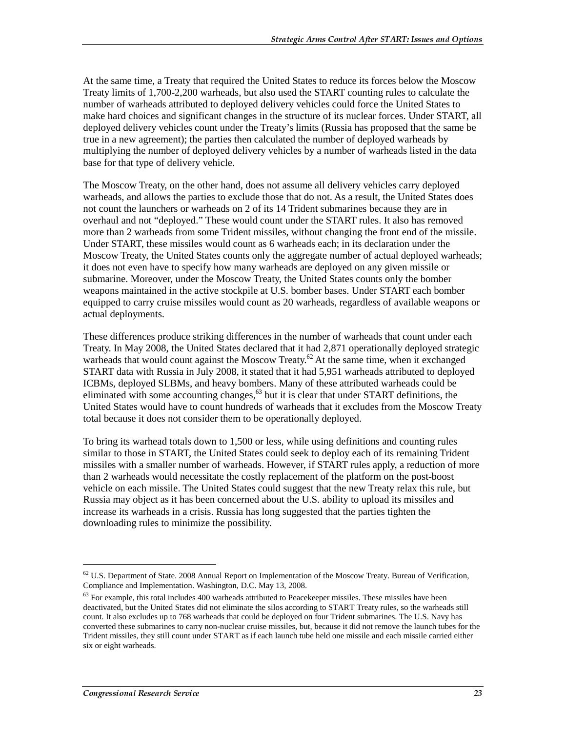At the same time, a Treaty that required the United States to reduce its forces below the Moscow Treaty limits of 1,700-2,200 warheads, but also used the START counting rules to calculate the number of warheads attributed to deployed delivery vehicles could force the United States to make hard choices and significant changes in the structure of its nuclear forces. Under START, all deployed delivery vehicles count under the Treaty's limits (Russia has proposed that the same be true in a new agreement); the parties then calculated the number of deployed warheads by multiplying the number of deployed delivery vehicles by a number of warheads listed in the data base for that type of delivery vehicle.

The Moscow Treaty, on the other hand, does not assume all delivery vehicles carry deployed warheads, and allows the parties to exclude those that do not. As a result, the United States does not count the launchers or warheads on 2 of its 14 Trident submarines because they are in overhaul and not "deployed." These would count under the START rules. It also has removed more than 2 warheads from some Trident missiles, without changing the front end of the missile. Under START, these missiles would count as 6 warheads each; in its declaration under the Moscow Treaty, the United States counts only the aggregate number of actual deployed warheads; it does not even have to specify how many warheads are deployed on any given missile or submarine. Moreover, under the Moscow Treaty, the United States counts only the bomber weapons maintained in the active stockpile at U.S. bomber bases. Under START each bomber equipped to carry cruise missiles would count as 20 warheads, regardless of available weapons or actual deployments.

These differences produce striking differences in the number of warheads that count under each Treaty. In May 2008, the United States declared that it had 2,871 operationally deployed strategic warheads that would count against the Moscow Treaty.[62] At the same time, when it exchanged START data with Russia in July 2008, it stated that it had 5,951 warheads attributed to deployed ICBMs, deployed SLBMs, and heavy bombers. Many of these attributed warheads could be eliminated with some accounting changes,[63] but it is clear that under START definitions, the United States would have to count hundreds of warheads that it excludes from the Moscow Treaty total because it does not consider them to be operationally deployed.

To bring its warhead totals down to 1,500 or less, while using definitions and counting rules similar to those in START, the United States could seek to deploy each of its remaining Trident missiles with a smaller number of warheads. However, if START rules apply, a reduction of more than 2 warheads would necessitate the costly replacement of the platform on the post-boost vehicle on each missile. The United States could suggest that the new Treaty relax this rule, but Russia may object as it has been concerned about the U.S. ability to upload its missiles and increase its warheads in a crisis. Russia has long suggested that the parties tighten the downloading rules to minimize the possibility.

---

[62] U.S. Department of State. 2008 Annual Report on Implementation of the Moscow Treaty. Bureau of Verification, Compliance and Implementation. Washington, D.C. May 13, 2008.

[63] For example, this total includes 400 warheads attributed to Peacekeeper missiles. These missiles have been deactivated, but the United States did not eliminate the silos according to START Treaty rules, so the warheads still count. It also excludes up to 768 warheads that could be deployed on four Trident submarines. The U.S. Navy has converted these submarines to carry non-nuclear cruise missiles, but, because it did not remove the launch tubes for the Trident missiles, they still count under START as if each launch tube held one missile and each missile carried either six or eight warheads.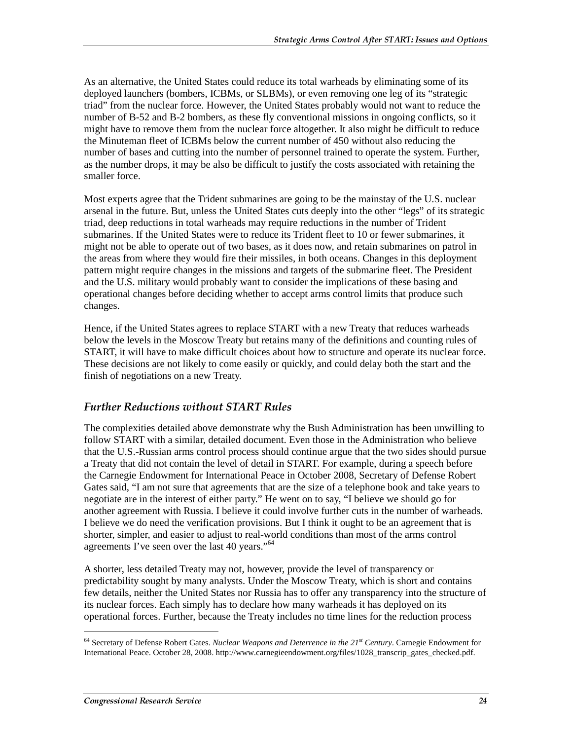As an alternative, the United States could reduce its total warheads by eliminating some of its deployed launchers (bombers, ICBMs, or SLBMs), or even removing one leg of its "strategic triad" from the nuclear force. However, the United States probably would not want to reduce the number of B-52 and B-2 bombers, as these fly conventional missions in ongoing conflicts, so it might have to remove them from the nuclear force altogether. It also might be difficult to reduce the Minuteman fleet of ICBMs below the current number of 450 without also reducing the number of bases and cutting into the number of personnel trained to operate the system. Further, as the number drops, it may be also be difficult to justify the costs associated with retaining the smaller force.

Most experts agree that the Trident submarines are going to be the mainstay of the U.S. nuclear arsenal in the future. But, unless the United States cuts deeply into the other "legs" of its strategic triad, deep reductions in total warheads may require reductions in the number of Trident submarines. If the United States were to reduce its Trident fleet to 10 or fewer submarines, it might not be able to operate out of two bases, as it does now, and retain submarines on patrol in the areas from where they would fire their missiles, in both oceans. Changes in this deployment pattern might require changes in the missions and targets of the submarine fleet. The President and the U.S. military would probably want to consider the implications of these basing and operational changes before deciding whether to accept arms control limits that produce such changes.

Hence, if the United States agrees to replace START with a new Treaty that reduces warheads below the levels in the Moscow Treaty but retains many of the definitions and counting rules of START, it will have to make difficult choices about how to structure and operate its nuclear force. These decisions are not likely to come easily or quickly, and could delay both the start and the finish of negotiations on a new Treaty.

### *Further Reductions without START Rules*

The complexities detailed above demonstrate why the Bush Administration has been unwilling to follow START with a similar, detailed document. Even those in the Administration who believe that the U.S.-Russian arms control process should continue argue that the two sides should pursue a Treaty that did not contain the level of detail in START. For example, during a speech before the Carnegie Endowment for International Peace in October 2008, Secretary of Defense Robert Gates said, "I am not sure that agreements that are the size of a telephone book and take years to negotiate are in the interest of either party." He went on to say, "I believe we should go for another agreement with Russia. I believe it could involve further cuts in the number of warheads. I believe we do need the verification provisions. But I think it ought to be an agreement that is shorter, simpler, and easier to adjust to real-world conditions than most of the arms control agreements I've seen over the last 40 years."[64]

A shorter, less detailed Treaty may not, however, provide the level of transparency or predictability sought by many analysts. Under the Moscow Treaty, which is short and contains few details, neither the United States nor Russia has to offer any transparency into the structure of its nuclear forces. Each simply has to declare how many warheads it has deployed on its operational forces. Further, because the Treaty includes no time lines for the reduction process

---

[64] Secretary of Defense Robert Gates. *Nuclear Weapons and Deterrence in the 21st Century*. Carnegie Endowment for International Peace. October 28, 2008. http://www.carnegieendowment.org/files/1028_transcrip_gates_checked.pdf.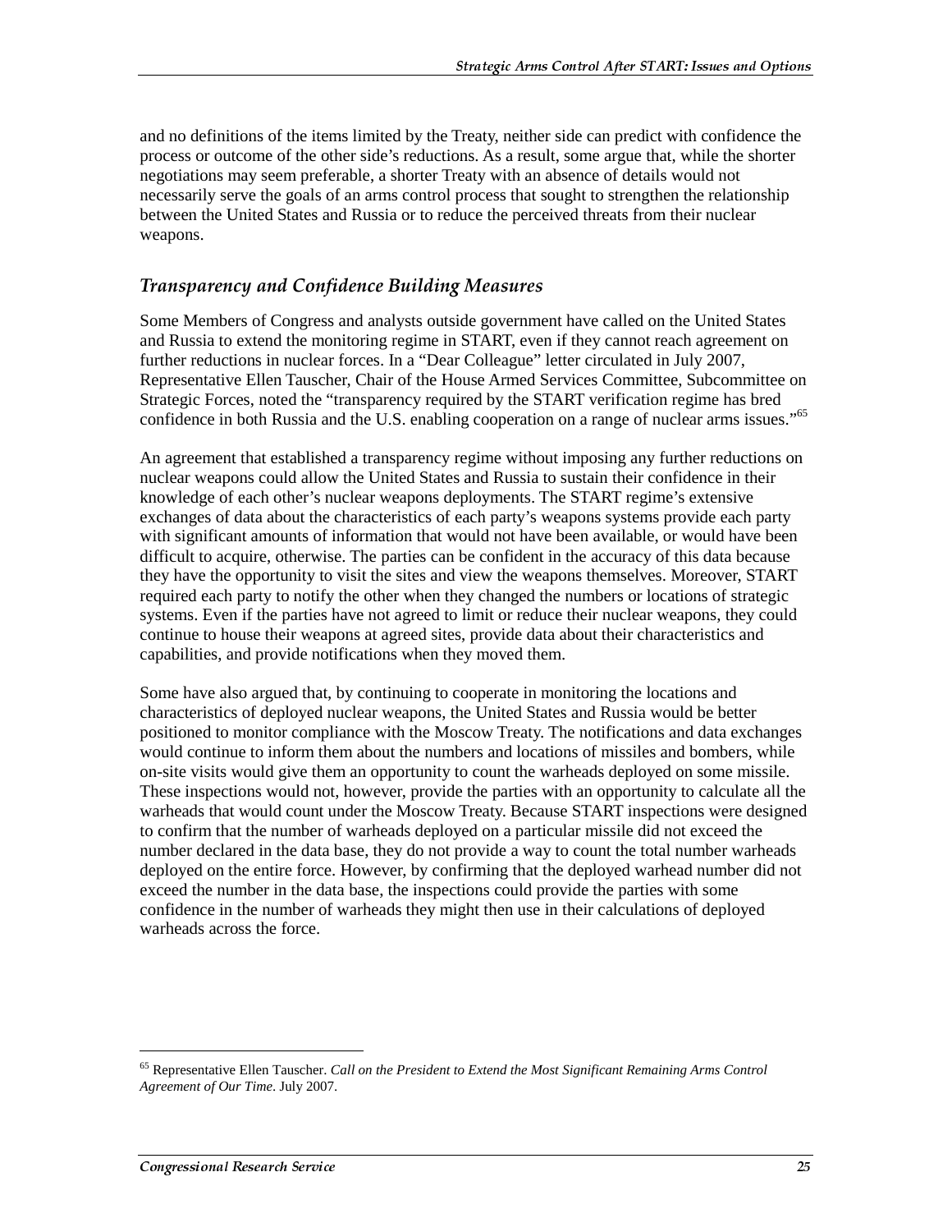and no definitions of the items limited by the Treaty, neither side can predict with confidence the process or outcome of the other side's reductions. As a result, some argue that, while the shorter negotiations may seem preferable, a shorter Treaty with an absence of details would not necessarily serve the goals of an arms control process that sought to strengthen the relationship between the United States and Russia or to reduce the perceived threats from their nuclear weapons.

### *Transparency and Confidence Building Measures*

Some Members of Congress and analysts outside government have called on the United States and Russia to extend the monitoring regime in START, even if they cannot reach agreement on further reductions in nuclear forces. In a "Dear Colleague" letter circulated in July 2007, Representative Ellen Tauscher, Chair of the House Armed Services Committee, Subcommittee on Strategic Forces, noted the "transparency required by the START verification regime has bred confidence in both Russia and the U.S. enabling cooperation on a range of nuclear arms issues."[65]

An agreement that established a transparency regime without imposing any further reductions on nuclear weapons could allow the United States and Russia to sustain their confidence in their knowledge of each other's nuclear weapons deployments. The START regime's extensive exchanges of data about the characteristics of each party's weapons systems provide each party with significant amounts of information that would not have been available, or would have been difficult to acquire, otherwise. The parties can be confident in the accuracy of this data because they have the opportunity to visit the sites and view the weapons themselves. Moreover, START required each party to notify the other when they changed the numbers or locations of strategic systems. Even if the parties have not agreed to limit or reduce their nuclear weapons, they could continue to house their weapons at agreed sites, provide data about their characteristics and capabilities, and provide notifications when they moved them.

Some have also argued that, by continuing to cooperate in monitoring the locations and characteristics of deployed nuclear weapons, the United States and Russia would be better positioned to monitor compliance with the Moscow Treaty. The notifications and data exchanges would continue to inform them about the numbers and locations of missiles and bombers, while on-site visits would give them an opportunity to count the warheads deployed on some missile. These inspections would not, however, provide the parties with an opportunity to calculate all the warheads that would count under the Moscow Treaty. Because START inspections were designed to confirm that the number of warheads deployed on a particular missile did not exceed the number declared in the data base, they do not provide a way to count the total number warheads deployed on the entire force. However, by confirming that the deployed warhead number did not exceed the number in the data base, the inspections could provide the parties with some confidence in the number of warheads they might then use in their calculations of deployed warheads across the force.

---

[65] Representative Ellen Tauscher. *Call on the President to Extend the Most Significant Remaining Arms Control Agreement of Our Time*. July 2007.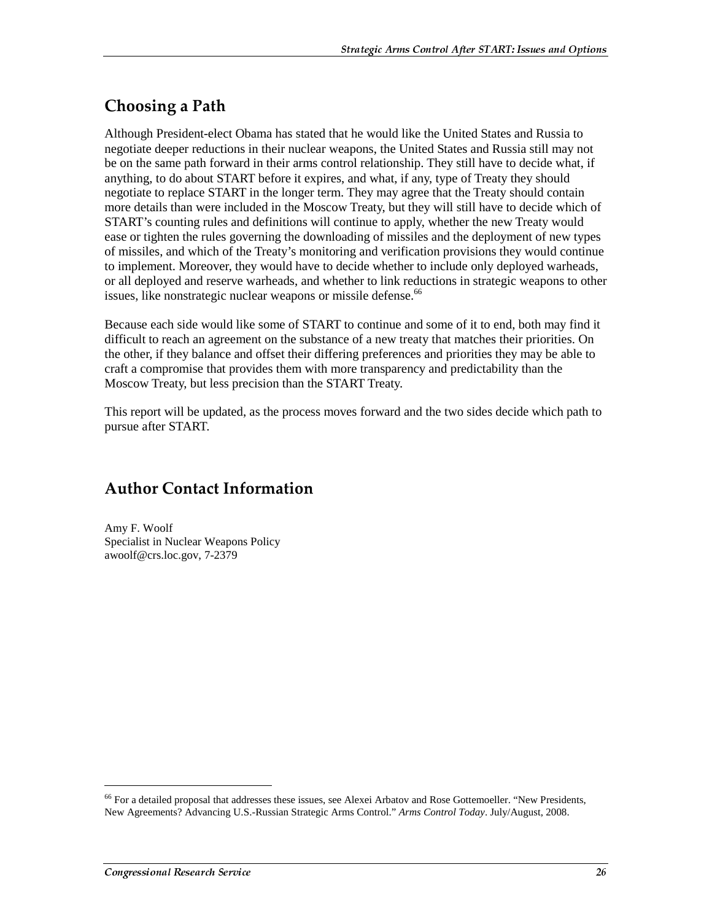## Choosing a Path

Although President-elect Obama has stated that he would like the United States and Russia to negotiate deeper reductions in their nuclear weapons, the United States and Russia still may not be on the same path forward in their arms control relationship. They still have to decide what, if anything, to do about START before it expires, and what, if any, type of Treaty they should negotiate to replace START in the longer term. They may agree that the Treaty should contain more details than were included in the Moscow Treaty, but they will still have to decide which of START's counting rules and definitions will continue to apply, whether the new Treaty would ease or tighten the rules governing the downloading of missiles and the deployment of new types of missiles, and which of the Treaty's monitoring and verification provisions they would continue to implement. Moreover, they would have to decide whether to include only deployed warheads, or all deployed and reserve warheads, and whether to link reductions in strategic weapons to other issues, like nonstrategic nuclear weapons or missile defense.[66]

Because each side would like some of START to continue and some of it to end, both may find it difficult to reach an agreement on the substance of a new treaty that matches their priorities. On the other, if they balance and offset their differing preferences and priorities they may be able to craft a compromise that provides them with more transparency and predictability than the Moscow Treaty, but less precision than the START Treaty.

This report will be updated, as the process moves forward and the two sides decide which path to pursue after START.

## Author Contact Information

Amy F. Woolf
Specialist in Nuclear Weapons Policy
awoolf@crs.loc.gov, 7-2379

---

[66] For a detailed proposal that addresses these issues, see Alexei Arbatov and Rose Gottemoeller. "New Presidents, New Agreements? Advancing U.S.-Russian Strategic Arms Control." *Arms Control Today*. July/August, 2008.